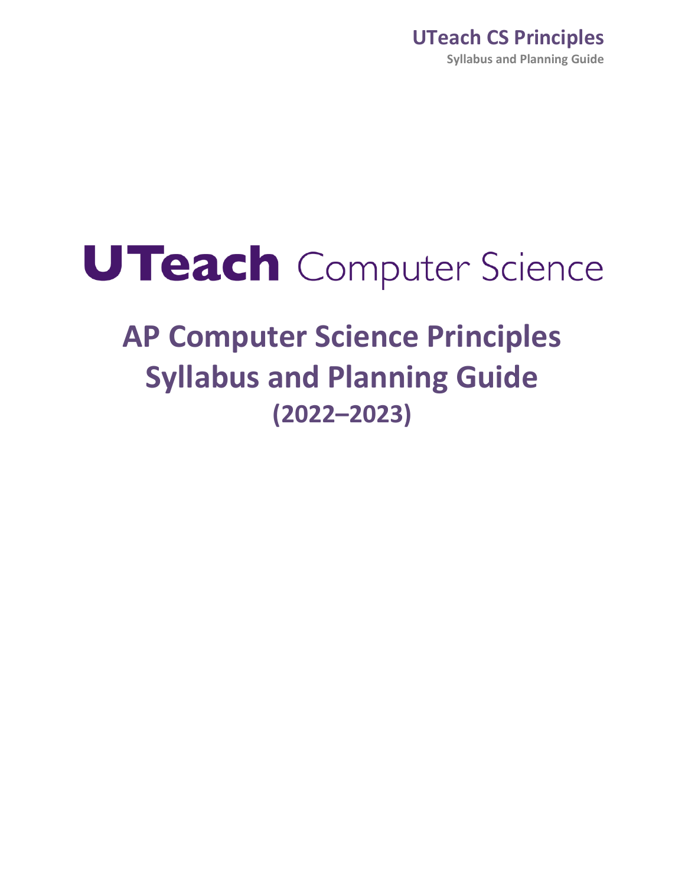# UTeach Computer Science

# AP Computer Science Principles Syllabus and Planning Guide (2022–2023)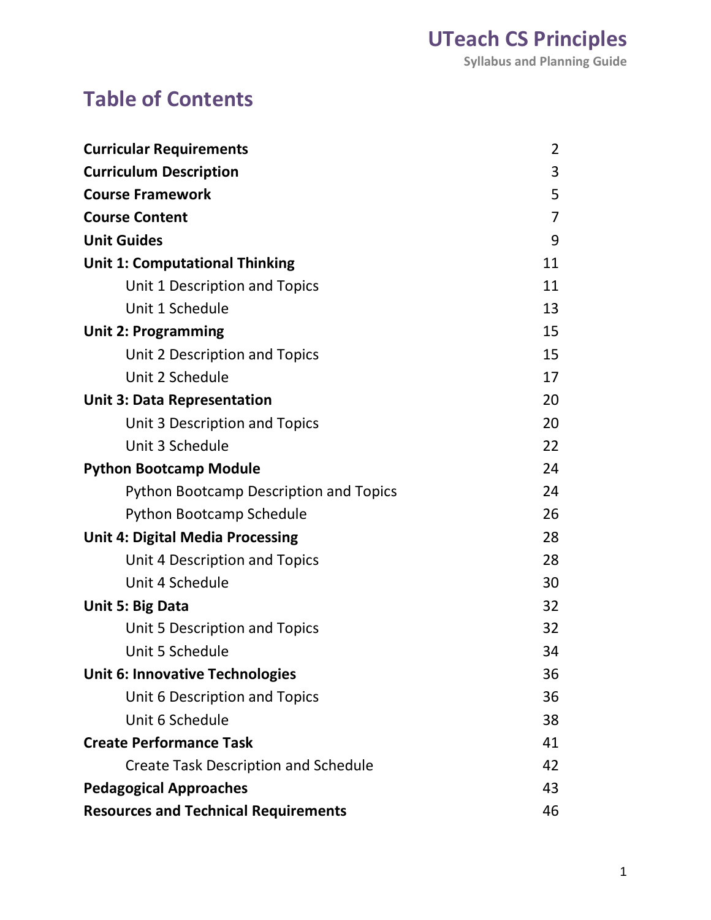# Table of Contents

| | |
|---|---|
| **Curricular Requirements** | 2 |
| **Curriculum Description** | 3 |
| **Course Framework** | 5 |
| **Course Content** | 7 |
| **Unit Guides** | 9 |
| **Unit 1: Computational Thinking** | 11 |
| Unit 1 Description and Topics | 11 |
| Unit 1 Schedule | 13 |
| **Unit 2: Programming** | 15 |
| Unit 2 Description and Topics | 15 |
| Unit 2 Schedule | 17 |
| **Unit 3: Data Representation** | 20 |
| Unit 3 Description and Topics | 20 |
| Unit 3 Schedule | 22 |
| **Python Bootcamp Module** | 24 |
| Python Bootcamp Description and Topics | 24 |
| Python Bootcamp Schedule | 26 |
| **Unit 4: Digital Media Processing** | 28 |
| Unit 4 Description and Topics | 28 |
| Unit 4 Schedule | 30 |
| **Unit 5: Big Data** | 32 |
| Unit 5 Description and Topics | 32 |
| Unit 5 Schedule | 34 |
| **Unit 6: Innovative Technologies** | 36 |
| Unit 6 Description and Topics | 36 |
| Unit 6 Schedule | 38 |
| **Create Performance Task** | 41 |
| Create Task Description and Schedule | 42 |
| **Pedagogical Approaches** | 43 |
| **Resources and Technical Requirements** | 46 |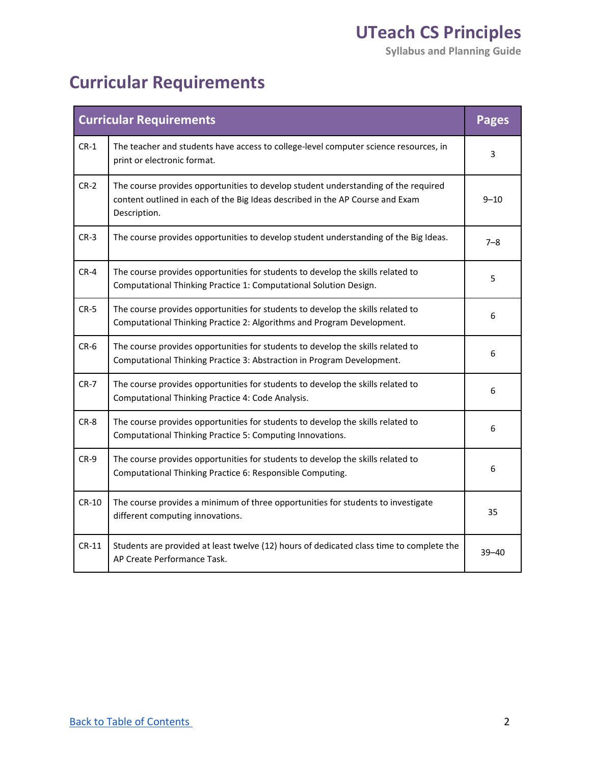# Curricular Requirements

| Curricular Requirements | | Pages |
|---|---|---|
| CR-1 | The teacher and students have access to college-level computer science resources, in print or electronic format. | 3 |
| CR-2 | The course provides opportunities to develop student understanding of the required content outlined in each of the Big Ideas described in the AP Course and Exam Description. | 9–10 |
| CR-3 | The course provides opportunities to develop student understanding of the Big Ideas. | 7–8 |
| CR-4 | The course provides opportunities for students to develop the skills related to Computational Thinking Practice 1: Computational Solution Design. | 5 |
| CR-5 | The course provides opportunities for students to develop the skills related to Computational Thinking Practice 2: Algorithms and Program Development. | 6 |
| CR-6 | The course provides opportunities for students to develop the skills related to Computational Thinking Practice 3: Abstraction in Program Development. | 6 |
| CR-7 | The course provides opportunities for students to develop the skills related to Computational Thinking Practice 4: Code Analysis. | 6 |
| CR-8 | The course provides opportunities for students to develop the skills related to Computational Thinking Practice 5: Computing Innovations. | 6 |
| CR-9 | The course provides opportunities for students to develop the skills related to Computational Thinking Practice 6: Responsible Computing. | 6 |
| CR-10 | The course provides a minimum of three opportunities for students to investigate different computing innovations. | 35 |
| CR-11 | Students are provided at least twelve (12) hours of dedicated class time to complete the AP Create Performance Task. | 39–40 |

[Back to Table of Contents](#)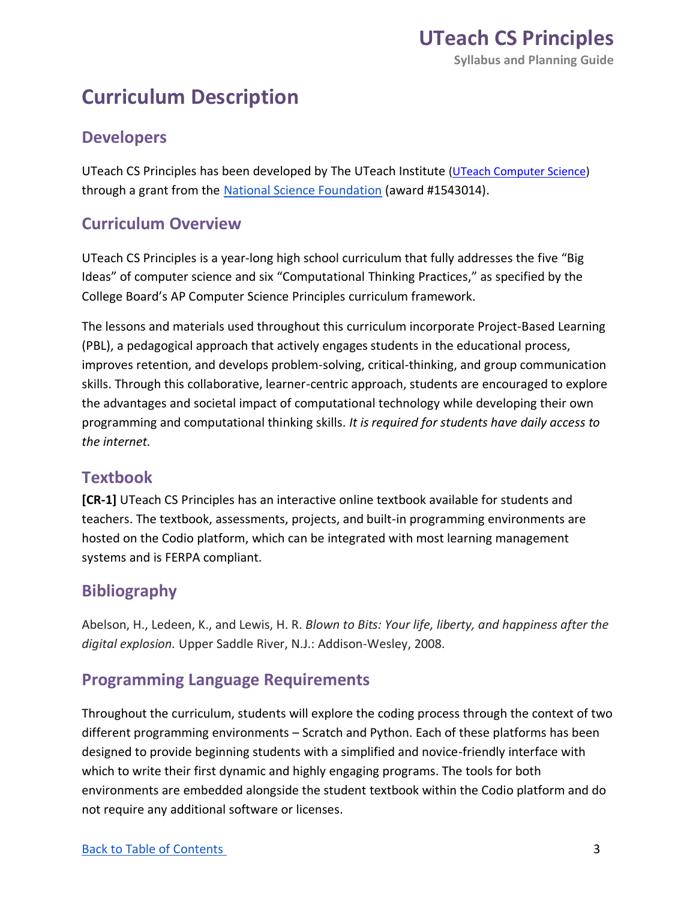# Curriculum Description

## Developers

UTeach CS Principles has been developed by The UTeach Institute ([UTeach Computer Science](UTeach Computer Science)) through a grant from the [National Science Foundation](National Science Foundation) (award #1543014).

## Curriculum Overview

UTeach CS Principles is a year-long high school curriculum that fully addresses the five "Big Ideas" of computer science and six "Computational Thinking Practices," as specified by the College Board's AP Computer Science Principles curriculum framework.

The lessons and materials used throughout this curriculum incorporate Project-Based Learning (PBL), a pedagogical approach that actively engages students in the educational process, improves retention, and develops problem-solving, critical-thinking, and group communication skills. Through this collaborative, learner-centric approach, students are encouraged to explore the advantages and societal impact of computational technology while developing their own programming and computational thinking skills. *It is required for students have daily access to the internet.*

## Textbook

**[CR-1]** UTeach CS Principles has an interactive online textbook available for students and teachers. The textbook, assessments, projects, and built-in programming environments are hosted on the Codio platform, which can be integrated with most learning management systems and is FERPA compliant.

## Bibliography

Abelson, H., Ledeen, K., and Lewis, H. R. *Blown to Bits: Your life, liberty, and happiness after the digital explosion.* Upper Saddle River, N.J.: Addison-Wesley, 2008.

## Programming Language Requirements

Throughout the curriculum, students will explore the coding process through the context of two different programming environments – Scratch and Python. Each of these platforms has been designed to provide beginning students with a simplified and novice-friendly interface with which to write their first dynamic and highly engaging programs. The tools for both environments are embedded alongside the student textbook within the Codio platform and do not require any additional software or licenses.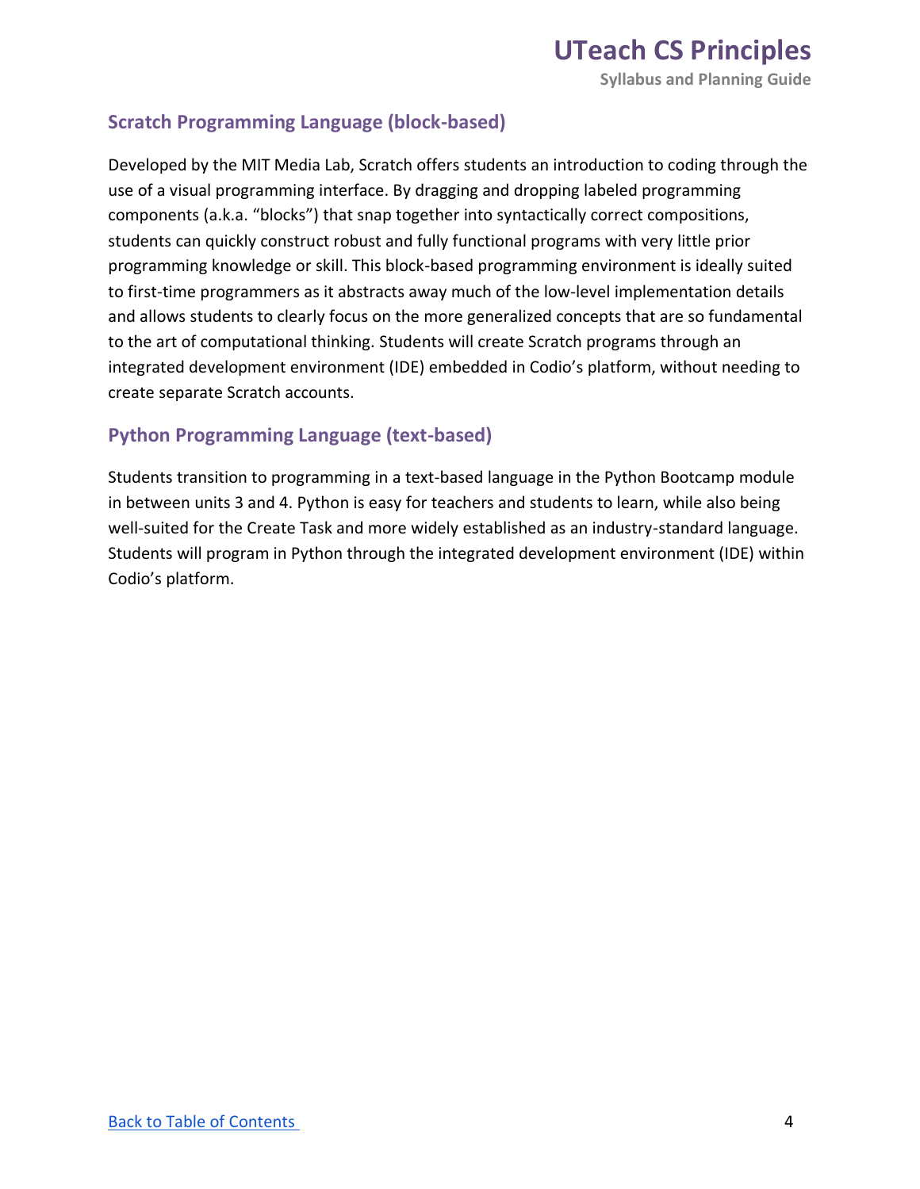### Scratch Programming Language (block-based)

Developed by the MIT Media Lab, Scratch offers students an introduction to coding through the use of a visual programming interface. By dragging and dropping labeled programming components (a.k.a. "blocks") that snap together into syntactically correct compositions, students can quickly construct robust and fully functional programs with very little prior programming knowledge or skill. This block-based programming environment is ideally suited to first-time programmers as it abstracts away much of the low-level implementation details and allows students to clearly focus on the more generalized concepts that are so fundamental to the art of computational thinking. Students will create Scratch programs through an integrated development environment (IDE) embedded in Codio's platform, without needing to create separate Scratch accounts.

### Python Programming Language (text-based)

Students transition to programming in a text-based language in the Python Bootcamp module in between units 3 and 4. Python is easy for teachers and students to learn, while also being well-suited for the Create Task and more widely established as an industry-standard language. Students will program in Python through the integrated development environment (IDE) within Codio's platform.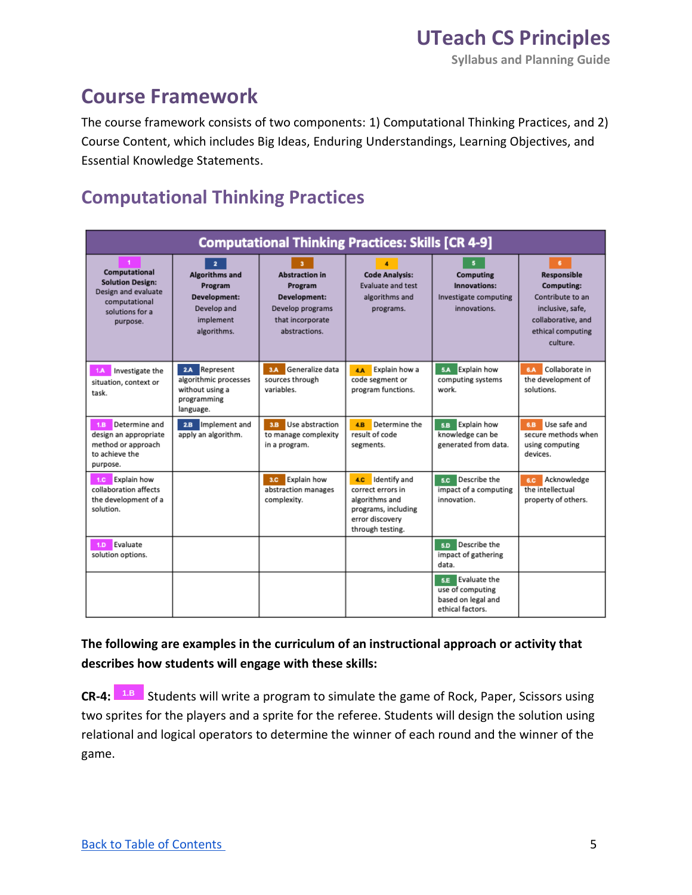# Course Framework

The course framework consists of two components: 1) Computational Thinking Practices, and 2) Course Content, which includes Big Ideas, Enduring Understandings, Learning Objectives, and Essential Knowledge Statements.

## Computational Thinking Practices

| Computational Thinking Practices: Skills [CR 4-9] | | | | | |
|---|---|---|---|---|---|
| **1 Computational Solution Design:** Design and evaluate computational solutions for a purpose. | **2 Algorithms and Program Development:** Develop and implement algorithms. | **3 Abstraction in Program Development:** Develop programs that incorporate abstractions. | **4 Code Analysis:** Evaluate and test algorithms and programs. | **5 Computing Innovations:** Investigate computing innovations. | **6 Responsible Computing:** Contribute to an inclusive, safe, collaborative, and ethical computing culture. |
| 1.A Investigate the situation, context or task. | 2.A Represent algorithmic processes without using a programming language. | 3.A Generalize data sources through variables. | 4.A Explain how a code segment or program functions. | 5.A Explain how computing systems work. | 6.A Collaborate in the development of solutions. |
| 1.B Determine and design an appropriate method or approach to achieve the purpose. | 2.B Implement and apply an algorithm. | 3.B Use abstraction to manage complexity in a program. | 4.B Determine the result of code segments. | 5.B Explain how knowledge can be generated from data. | 6.B Use safe and secure methods when using computing devices. |
| 1.C Explain how collaboration affects the development of a solution. | | 3.C Explain how abstraction manages complexity. | 4.C Identify and correct errors in algorithms and programs, including error discovery through testing. | 5.C Describe the impact of a computing innovation. | 6.C Acknowledge the intellectual property of others. |
| 1.D Evaluate solution options. | | | | 5.D Describe the impact of gathering data. | |
| | | | | 5.E Evaluate the use of computing based on legal and ethical factors. | |

**The following are examples in the curriculum of an instructional approach or activity that describes how students will engage with these skills:**

**CR-4:** 1.B Students will write a program to simulate the game of Rock, Paper, Scissors using two sprites for the players and a sprite for the referee. Students will design the solution using relational and logical operators to determine the winner of each round and the winner of the game.

[Back to Table of Contents](#)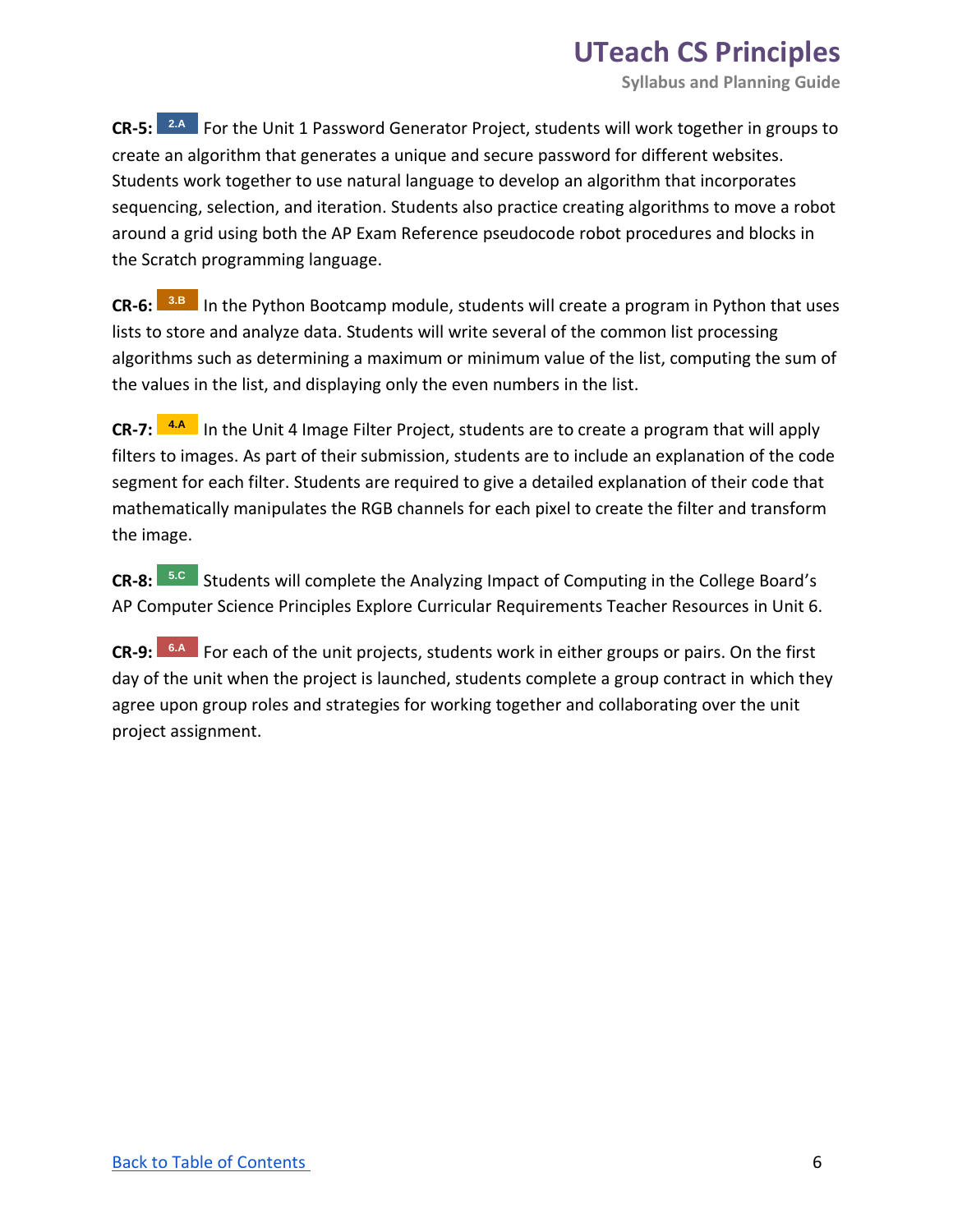**CR-5:** 2.A For the Unit 1 Password Generator Project, students will work together in groups to create an algorithm that generates a unique and secure password for different websites. Students work together to use natural language to develop an algorithm that incorporates sequencing, selection, and iteration. Students also practice creating algorithms to move a robot around a grid using both the AP Exam Reference pseudocode robot procedures and blocks in the Scratch programming language.

**CR-6:** 3.B In the Python Bootcamp module, students will create a program in Python that uses lists to store and analyze data. Students will write several of the common list processing algorithms such as determining a maximum or minimum value of the list, computing the sum of the values in the list, and displaying only the even numbers in the list.

**CR-7:** 4.A In the Unit 4 Image Filter Project, students are to create a program that will apply filters to images. As part of their submission, students are to include an explanation of the code segment for each filter. Students are required to give a detailed explanation of their code that mathematically manipulates the RGB channels for each pixel to create the filter and transform the image.

**CR-8:** 5.C Students will complete the Analyzing Impact of Computing in the College Board's AP Computer Science Principles Explore Curricular Requirements Teacher Resources in Unit 6.

**CR-9:** 6.A For each of the unit projects, students work in either groups or pairs. On the first day of the unit when the project is launched, students complete a group contract in which they agree upon group roles and strategies for working together and collaborating over the unit project assignment.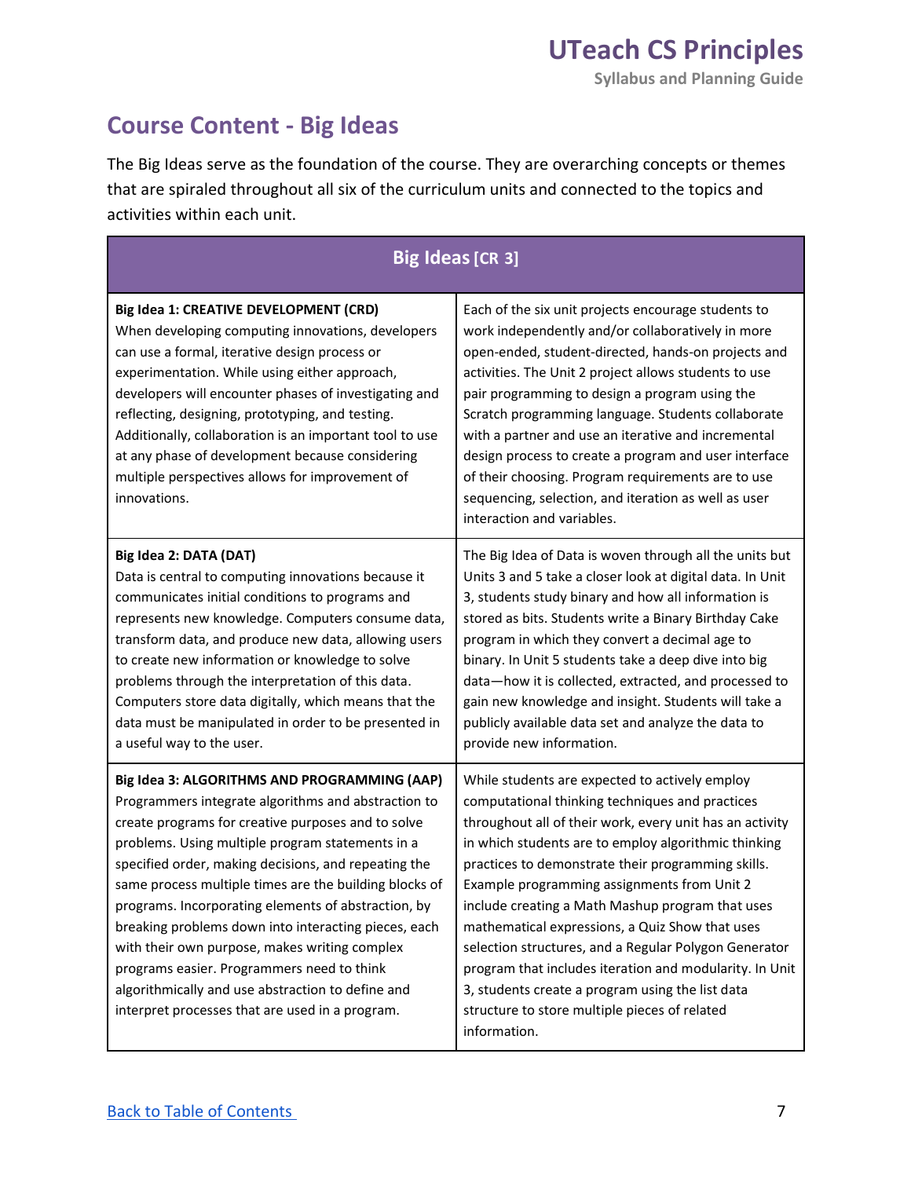## Course Content - Big Ideas

The Big Ideas serve as the foundation of the course. They are overarching concepts or themes that are spiraled throughout all six of the curriculum units and connected to the topics and activities within each unit.

| Big Ideas [CR 3] | |
|---|---|
| **Big Idea 1: CREATIVE DEVELOPMENT (CRD)**<br>When developing computing innovations, developers can use a formal, iterative design process or experimentation. While using either approach, developers will encounter phases of investigating and reflecting, designing, prototyping, and testing. Additionally, collaboration is an important tool to use at any phase of development because considering multiple perspectives allows for improvement of innovations. | Each of the six unit projects encourage students to work independently and/or collaboratively in more open-ended, student-directed, hands-on projects and activities. The Unit 2 project allows students to use pair programming to design a program using the Scratch programming language. Students collaborate with a partner and use an iterative and incremental design process to create a program and user interface of their choosing. Program requirements are to use sequencing, selection, and iteration as well as user interaction and variables. |
| **Big Idea 2: DATA (DAT)**<br>Data is central to computing innovations because it communicates initial conditions to programs and represents new knowledge. Computers consume data, transform data, and produce new data, allowing users to create new information or knowledge to solve problems through the interpretation of this data. Computers store data digitally, which means that the data must be manipulated in order to be presented in a useful way to the user. | The Big Idea of Data is woven through all the units but Units 3 and 5 take a closer look at digital data. In Unit 3, students study binary and how all information is stored as bits. Students write a Binary Birthday Cake program in which they convert a decimal age to binary. In Unit 5 students take a deep dive into big data—how it is collected, extracted, and processed to gain new knowledge and insight. Students will take a publicly available data set and analyze the data to provide new information. |
| **Big Idea 3: ALGORITHMS AND PROGRAMMING (AAP)**<br>Programmers integrate algorithms and abstraction to create programs for creative purposes and to solve problems. Using multiple program statements in a specified order, making decisions, and repeating the same process multiple times are the building blocks of programs. Incorporating elements of abstraction, by breaking problems down into interacting pieces, each with their own purpose, makes writing complex programs easier. Programmers need to think algorithmically and use abstraction to define and interpret processes that are used in a program. | While students are expected to actively employ computational thinking techniques and practices throughout all of their work, every unit has an activity in which students are to employ algorithmic thinking practices to demonstrate their programming skills. Example programming assignments from Unit 2 include creating a Math Mashup program that uses mathematical expressions, a Quiz Show that uses selection structures, and a Regular Polygon Generator program that includes iteration and modularity. In Unit 3, students create a program using the list data structure to store multiple pieces of related information. |

[Back to Table of Contents](#)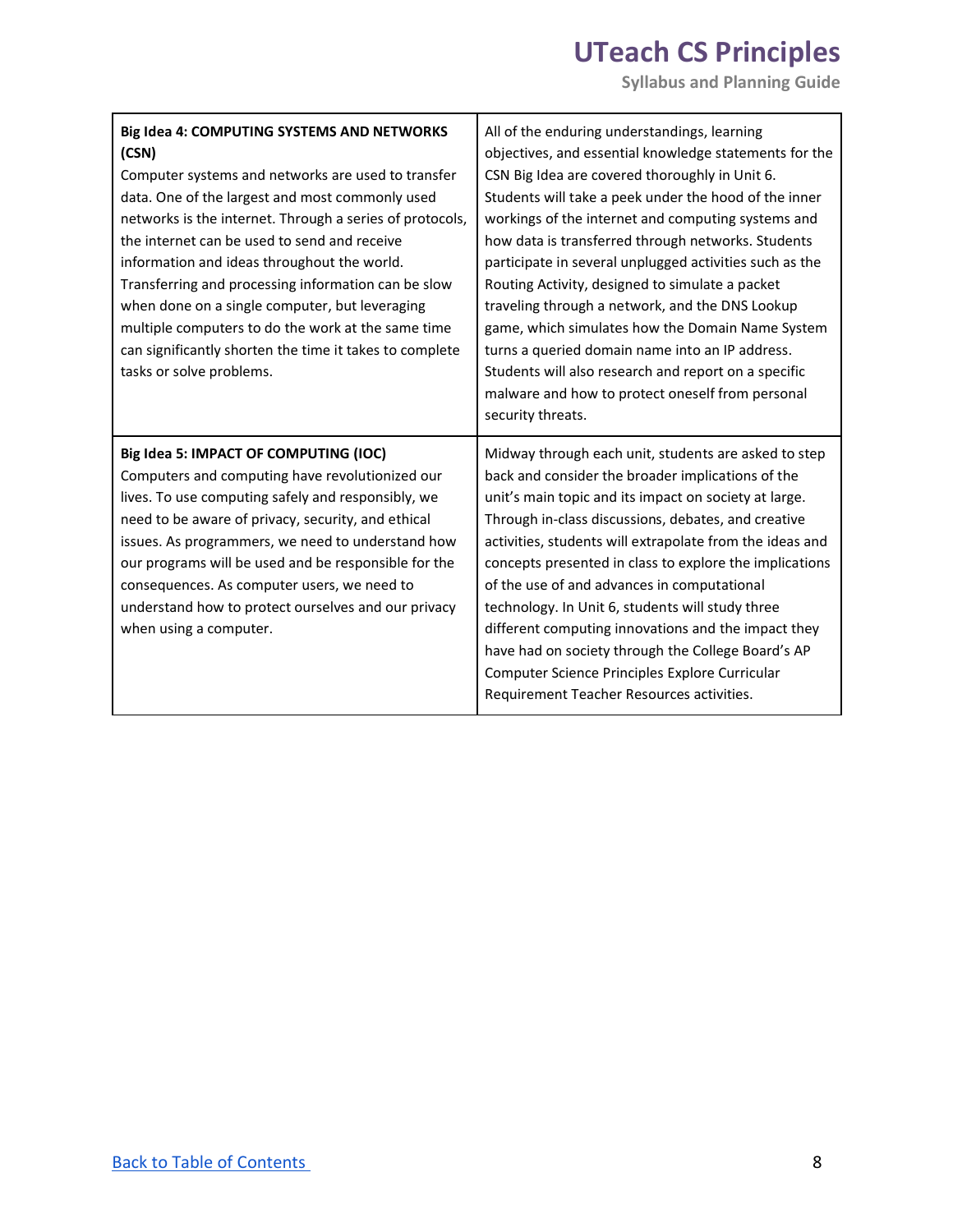| | |
|---|---|
| **Big Idea 4: COMPUTING SYSTEMS AND NETWORKS (CSN)**<br>Computer systems and networks are used to transfer data. One of the largest and most commonly used networks is the internet. Through a series of protocols, the internet can be used to send and receive information and ideas throughout the world. Transferring and processing information can be slow when done on a single computer, but leveraging multiple computers to do the work at the same time can significantly shorten the time it takes to complete tasks or solve problems. | All of the enduring understandings, learning objectives, and essential knowledge statements for the CSN Big Idea are covered thoroughly in Unit 6. Students will take a peek under the hood of the inner workings of the internet and computing systems and how data is transferred through networks. Students participate in several unplugged activities such as the Routing Activity, designed to simulate a packet traveling through a network, and the DNS Lookup game, which simulates how the Domain Name System turns a queried domain name into an IP address. Students will also research and report on a specific malware and how to protect oneself from personal security threats. |
| **Big Idea 5: IMPACT OF COMPUTING (IOC)**<br>Computers and computing have revolutionized our lives. To use computing safely and responsibly, we need to be aware of privacy, security, and ethical issues. As programmers, we need to understand how our programs will be used and be responsible for the consequences. As computer users, we need to understand how to protect ourselves and our privacy when using a computer. | Midway through each unit, students are asked to step back and consider the broader implications of the unit's main topic and its impact on society at large. Through in-class discussions, debates, and creative activities, students will extrapolate from the ideas and concepts presented in class to explore the implications of the use of and advances in computational technology. In Unit 6, students will study three different computing innovations and the impact they have had on society through the College Board's AP Computer Science Principles Explore Curricular Requirement Teacher Resources activities. |

[Back to Table of Contents](#)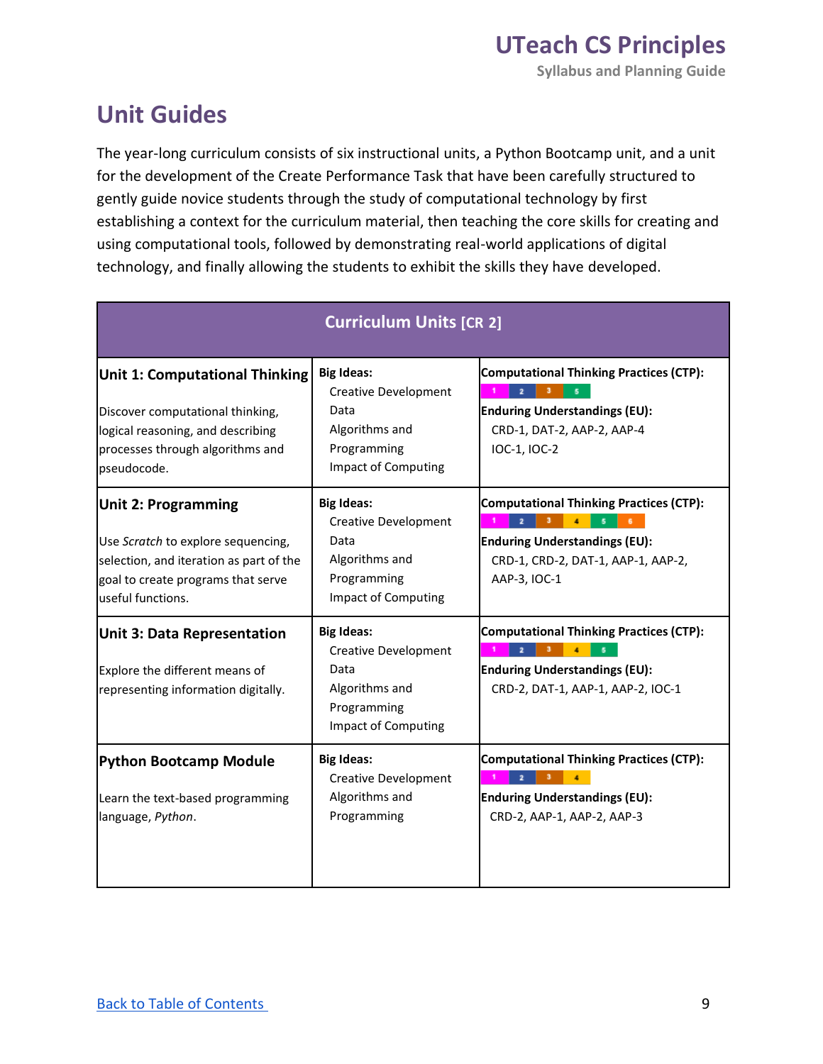## Unit Guides

The year-long curriculum consists of six instructional units, a Python Bootcamp unit, and a unit for the development of the Create Performance Task that have been carefully structured to gently guide novice students through the study of computational technology by first establishing a context for the curriculum material, then teaching the core skills for creating and using computational tools, followed by demonstrating real-world applications of digital technology, and finally allowing the students to exhibit the skills they have developed.

| Curriculum Units [CR 2] | | |
|---|---|---|
| **Unit 1: Computational Thinking**<br><br>Discover computational thinking, logical reasoning, and describing processes through algorithms and pseudocode. | **Big Ideas:**<br>Creative Development<br>Data<br>Algorithms and Programming<br>Impact of Computing | **Computational Thinking Practices (CTP):**<br>1 2 3 5<br>**Enduring Understandings (EU):**<br>CRD-1, DAT-2, AAP-2, AAP-4<br>IOC-1, IOC-2 |
| **Unit 2: Programming**<br><br>Use *Scratch* to explore sequencing, selection, and iteration as part of the goal to create programs that serve useful functions. | **Big Ideas:**<br>Creative Development<br>Data<br>Algorithms and Programming<br>Impact of Computing | **Computational Thinking Practices (CTP):**<br>1 2 3 4 5 6<br>**Enduring Understandings (EU):**<br>CRD-1, CRD-2, DAT-1, AAP-1, AAP-2, AAP-3, IOC-1 |
| **Unit 3: Data Representation**<br><br>Explore the different means of representing information digitally. | **Big Ideas:**<br>Creative Development<br>Data<br>Algorithms and Programming<br>Impact of Computing | **Computational Thinking Practices (CTP):**<br>1 2 3 4 5<br>**Enduring Understandings (EU):**<br>CRD-2, DAT-1, AAP-1, AAP-2, IOC-1 |
| **Python Bootcamp Module**<br><br>Learn the text-based programming language, *Python*. | **Big Ideas:**<br>Creative Development<br>Algorithms and Programming | **Computational Thinking Practices (CTP):**<br>1 2 3 4<br>**Enduring Understandings (EU):**<br>CRD-2, AAP-1, AAP-2, AAP-3 |

Back to Table of Contents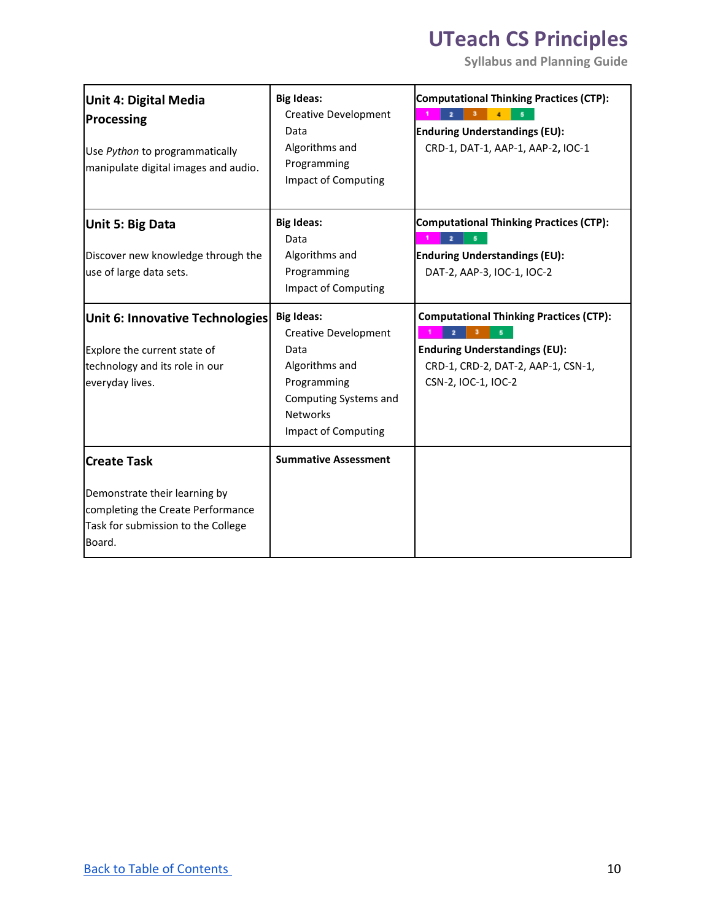| Unit | Big Ideas | Practices and Understandings |
| --- | --- | --- |
| **Unit 4: Digital Media Processing**<br><br>Use *Python* to programmatically manipulate digital images and audio. | **Big Ideas:**<br>Creative Development<br>Data<br>Algorithms and Programming<br>Impact of Computing | **Computational Thinking Practices (CTP):**<br>1 2 3 4 5<br>**Enduring Understandings (EU):**<br>CRD-1, DAT-1, AAP-1, AAP-2**,** IOC-1 |
| **Unit 5: Big Data**<br><br>Discover new knowledge through the use of large data sets. | **Big Ideas:**<br>Data<br>Algorithms and Programming<br>Impact of Computing | **Computational Thinking Practices (CTP):**<br>1 2 5<br>**Enduring Understandings (EU):**<br>DAT-2, AAP-3, IOC-1, IOC-2 |
| **Unit 6: Innovative Technologies**<br><br>Explore the current state of technology and its role in our everyday lives. | **Big Ideas:**<br>Creative Development<br>Data<br>Algorithms and Programming<br>Computing Systems and Networks<br>Impact of Computing | **Computational Thinking Practices (CTP):**<br>1 2 3 5<br>**Enduring Understandings (EU):**<br>CRD-1, CRD-2, DAT-2, AAP-1, CSN-1, CSN-2, IOC-1, IOC-2 |
| **Create Task**<br><br>Demonstrate their learning by completing the Create Performance Task for submission to the College Board. | **Summative Assessment** | |

[Back to Table of Contents](#)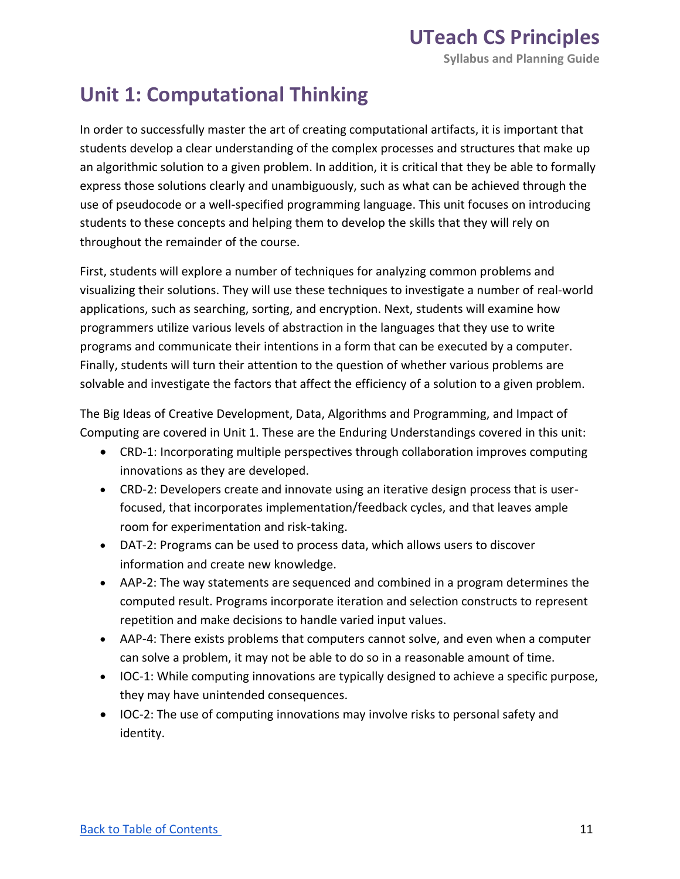# Unit 1: Computational Thinking

In order to successfully master the art of creating computational artifacts, it is important that students develop a clear understanding of the complex processes and structures that make up an algorithmic solution to a given problem. In addition, it is critical that they be able to formally express those solutions clearly and unambiguously, such as what can be achieved through the use of pseudocode or a well-specified programming language. This unit focuses on introducing students to these concepts and helping them to develop the skills that they will rely on throughout the remainder of the course.

First, students will explore a number of techniques for analyzing common problems and visualizing their solutions. They will use these techniques to investigate a number of real-world applications, such as searching, sorting, and encryption. Next, students will examine how programmers utilize various levels of abstraction in the languages that they use to write programs and communicate their intentions in a form that can be executed by a computer. Finally, students will turn their attention to the question of whether various problems are solvable and investigate the factors that affect the efficiency of a solution to a given problem.

The Big Ideas of Creative Development, Data, Algorithms and Programming, and Impact of Computing are covered in Unit 1. These are the Enduring Understandings covered in this unit:

- CRD-1: Incorporating multiple perspectives through collaboration improves computing innovations as they are developed.
- CRD-2: Developers create and innovate using an iterative design process that is user-focused, that incorporates implementation/feedback cycles, and that leaves ample room for experimentation and risk-taking.
- DAT-2: Programs can be used to process data, which allows users to discover information and create new knowledge.
- AAP-2: The way statements are sequenced and combined in a program determines the computed result. Programs incorporate iteration and selection constructs to represent repetition and make decisions to handle varied input values.
- AAP-4: There exists problems that computers cannot solve, and even when a computer can solve a problem, it may not be able to do so in a reasonable amount of time.
- IOC-1: While computing innovations are typically designed to achieve a specific purpose, they may have unintended consequences.
- IOC-2: The use of computing innovations may involve risks to personal safety and identity.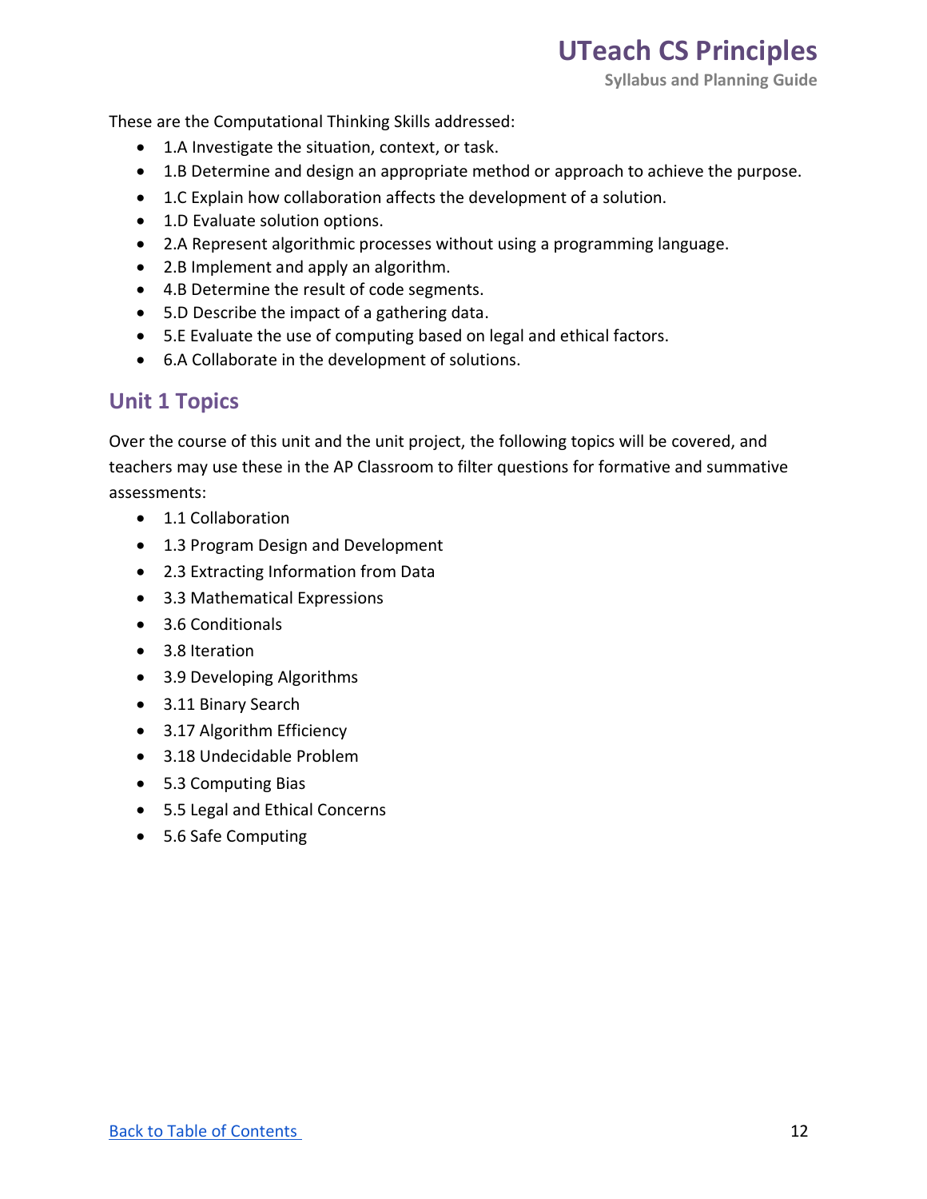These are the Computational Thinking Skills addressed:

- 1.A Investigate the situation, context, or task.
- 1.B Determine and design an appropriate method or approach to achieve the purpose.
- 1.C Explain how collaboration affects the development of a solution.
- 1.D Evaluate solution options.
- 2.A Represent algorithmic processes without using a programming language.
- 2.B Implement and apply an algorithm.
- 4.B Determine the result of code segments.
- 5.D Describe the impact of a gathering data.
- 5.E Evaluate the use of computing based on legal and ethical factors.
- 6.A Collaborate in the development of solutions.

## Unit 1 Topics

Over the course of this unit and the unit project, the following topics will be covered, and teachers may use these in the AP Classroom to filter questions for formative and summative assessments:

- 1.1 Collaboration
- 1.3 Program Design and Development
- 2.3 Extracting Information from Data
- 3.3 Mathematical Expressions
- 3.6 Conditionals
- 3.8 Iteration
- 3.9 Developing Algorithms
- 3.11 Binary Search
- 3.17 Algorithm Efficiency
- 3.18 Undecidable Problem
- 5.3 Computing Bias
- 5.5 Legal and Ethical Concerns
- 5.6 Safe Computing

[Back to Table of Contents](#)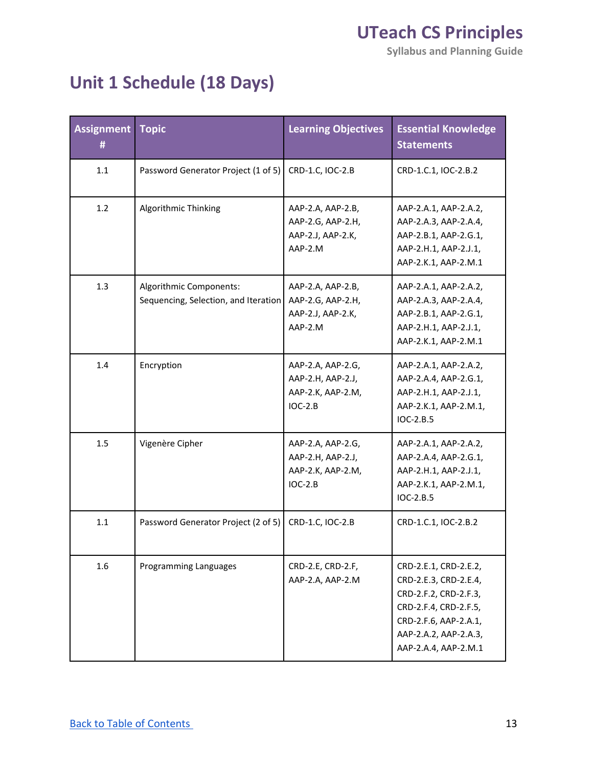# Unit 1 Schedule (18 Days)

| Assignment # | Topic | Learning Objectives | Essential Knowledge Statements |
|---|---|---|---|
| 1.1 | Password Generator Project (1 of 5) | CRD-1.C, IOC-2.B | CRD-1.C.1, IOC-2.B.2 |
| 1.2 | Algorithmic Thinking | AAP-2.A, AAP-2.B, AAP-2.G, AAP-2.H, AAP-2.J, AAP-2.K, AAP-2.M | AAP-2.A.1, AAP-2.A.2, AAP-2.A.3, AAP-2.A.4, AAP-2.B.1, AAP-2.G.1, AAP-2.H.1, AAP-2.J.1, AAP-2.K.1, AAP-2.M.1 |
| 1.3 | Algorithmic Components: Sequencing, Selection, and Iteration | AAP-2.A, AAP-2.B, AAP-2.G, AAP-2.H, AAP-2.J, AAP-2.K, AAP-2.M | AAP-2.A.1, AAP-2.A.2, AAP-2.A.3, AAP-2.A.4, AAP-2.B.1, AAP-2.G.1, AAP-2.H.1, AAP-2.J.1, AAP-2.K.1, AAP-2.M.1 |
| 1.4 | Encryption | AAP-2.A, AAP-2.G, AAP-2.H, AAP-2.J, AAP-2.K, AAP-2.M, IOC-2.B | AAP-2.A.1, AAP-2.A.2, AAP-2.A.4, AAP-2.G.1, AAP-2.H.1, AAP-2.J.1, AAP-2.K.1, AAP-2.M.1, IOC-2.B.5 |
| 1.5 | Vigenère Cipher | AAP-2.A, AAP-2.G, AAP-2.H, AAP-2.J, AAP-2.K, AAP-2.M, IOC-2.B | AAP-2.A.1, AAP-2.A.2, AAP-2.A.4, AAP-2.G.1, AAP-2.H.1, AAP-2.J.1, AAP-2.K.1, AAP-2.M.1, IOC-2.B.5 |
| 1.1 | Password Generator Project (2 of 5) | CRD-1.C, IOC-2.B | CRD-1.C.1, IOC-2.B.2 |
| 1.6 | Programming Languages | CRD-2.E, CRD-2.F, AAP-2.A, AAP-2.M | CRD-2.E.1, CRD-2.E.2, CRD-2.E.3, CRD-2.E.4, CRD-2.F.2, CRD-2.F.3, CRD-2.F.4, CRD-2.F.5, CRD-2.F.6, AAP-2.A.1, AAP-2.A.2, AAP-2.A.3, AAP-2.A.4, AAP-2.M.1 |

Back to Table of Contents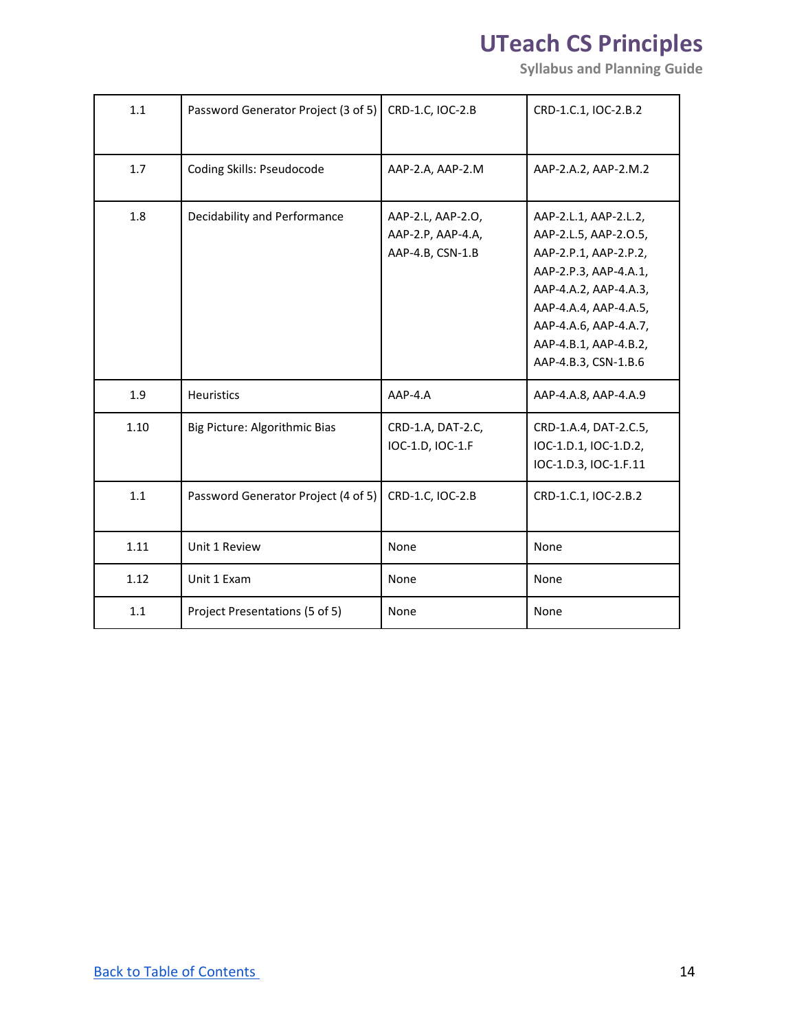| 1.1 | Password Generator Project (3 of 5) | CRD-1.C, IOC-2.B | CRD-1.C.1, IOC-2.B.2 |
|---|---|---|---|
| 1.7 | Coding Skills: Pseudocode | AAP-2.A, AAP-2.M | AAP-2.A.2, AAP-2.M.2 |
| 1.8 | Decidability and Performance | AAP-2.L, AAP-2.O, AAP-2.P, AAP-4.A, AAP-4.B, CSN-1.B | AAP-2.L.1, AAP-2.L.2, AAP-2.L.5, AAP-2.O.5, AAP-2.P.1, AAP-2.P.2, AAP-2.P.3, AAP-4.A.1, AAP-4.A.2, AAP-4.A.3, AAP-4.A.4, AAP-4.A.5, AAP-4.A.6, AAP-4.A.7, AAP-4.B.1, AAP-4.B.2, AAP-4.B.3, CSN-1.B.6 |
| 1.9 | Heuristics | AAP-4.A | AAP-4.A.8, AAP-4.A.9 |
| 1.10 | Big Picture: Algorithmic Bias | CRD-1.A, DAT-2.C, IOC-1.D, IOC-1.F | CRD-1.A.4, DAT-2.C.5, IOC-1.D.1, IOC-1.D.2, IOC-1.D.3, IOC-1.F.11 |
| 1.1 | Password Generator Project (4 of 5) | CRD-1.C, IOC-2.B | CRD-1.C.1, IOC-2.B.2 |
| 1.11 | Unit 1 Review | None | None |
| 1.12 | Unit 1 Exam | None | None |
| 1.1 | Project Presentations (5 of 5) | None | None |

[Back to Table of Contents](#)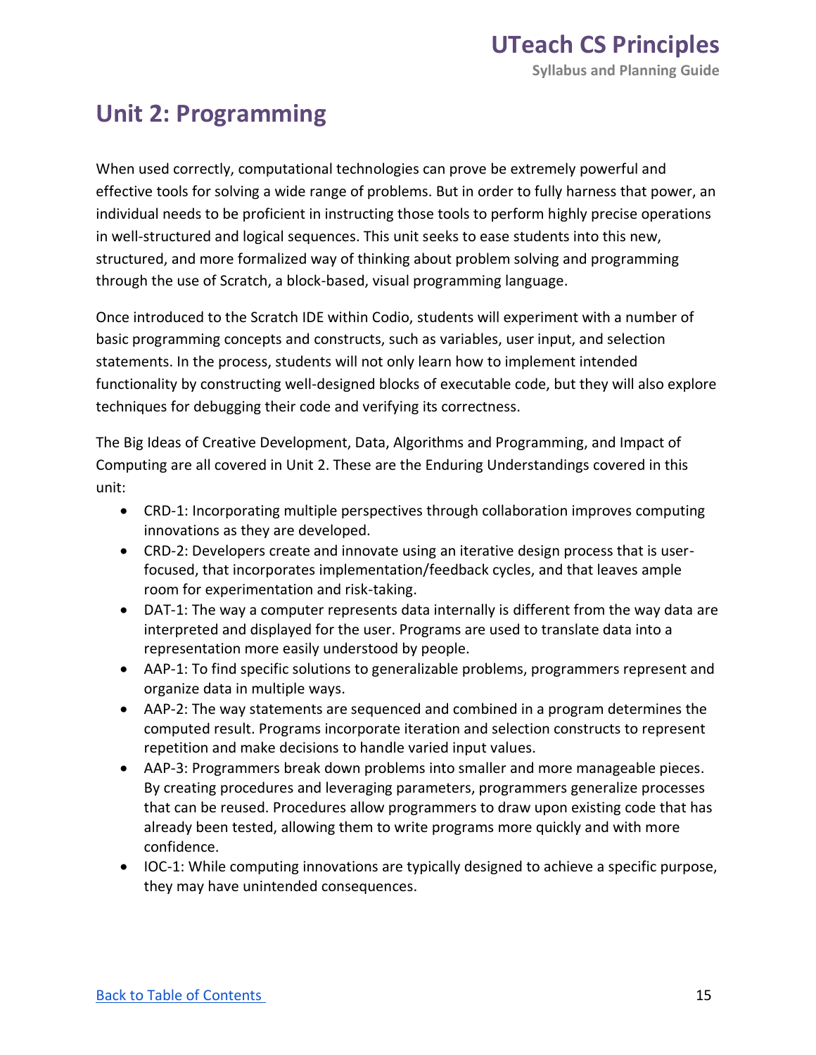# Unit 2: Programming

When used correctly, computational technologies can prove be extremely powerful and effective tools for solving a wide range of problems. But in order to fully harness that power, an individual needs to be proficient in instructing those tools to perform highly precise operations in well-structured and logical sequences. This unit seeks to ease students into this new, structured, and more formalized way of thinking about problem solving and programming through the use of Scratch, a block-based, visual programming language.

Once introduced to the Scratch IDE within Codio, students will experiment with a number of basic programming concepts and constructs, such as variables, user input, and selection statements. In the process, students will not only learn how to implement intended functionality by constructing well-designed blocks of executable code, but they will also explore techniques for debugging their code and verifying its correctness.

The Big Ideas of Creative Development, Data, Algorithms and Programming, and Impact of Computing are all covered in Unit 2. These are the Enduring Understandings covered in this unit:

- CRD-1: Incorporating multiple perspectives through collaboration improves computing innovations as they are developed.
- CRD-2: Developers create and innovate using an iterative design process that is user-focused, that incorporates implementation/feedback cycles, and that leaves ample room for experimentation and risk-taking.
- DAT-1: The way a computer represents data internally is different from the way data are interpreted and displayed for the user. Programs are used to translate data into a representation more easily understood by people.
- AAP-1: To find specific solutions to generalizable problems, programmers represent and organize data in multiple ways.
- AAP-2: The way statements are sequenced and combined in a program determines the computed result. Programs incorporate iteration and selection constructs to represent repetition and make decisions to handle varied input values.
- AAP-3: Programmers break down problems into smaller and more manageable pieces. By creating procedures and leveraging parameters, programmers generalize processes that can be reused. Procedures allow programmers to draw upon existing code that has already been tested, allowing them to write programs more quickly and with more confidence.
- IOC-1: While computing innovations are typically designed to achieve a specific purpose, they may have unintended consequences.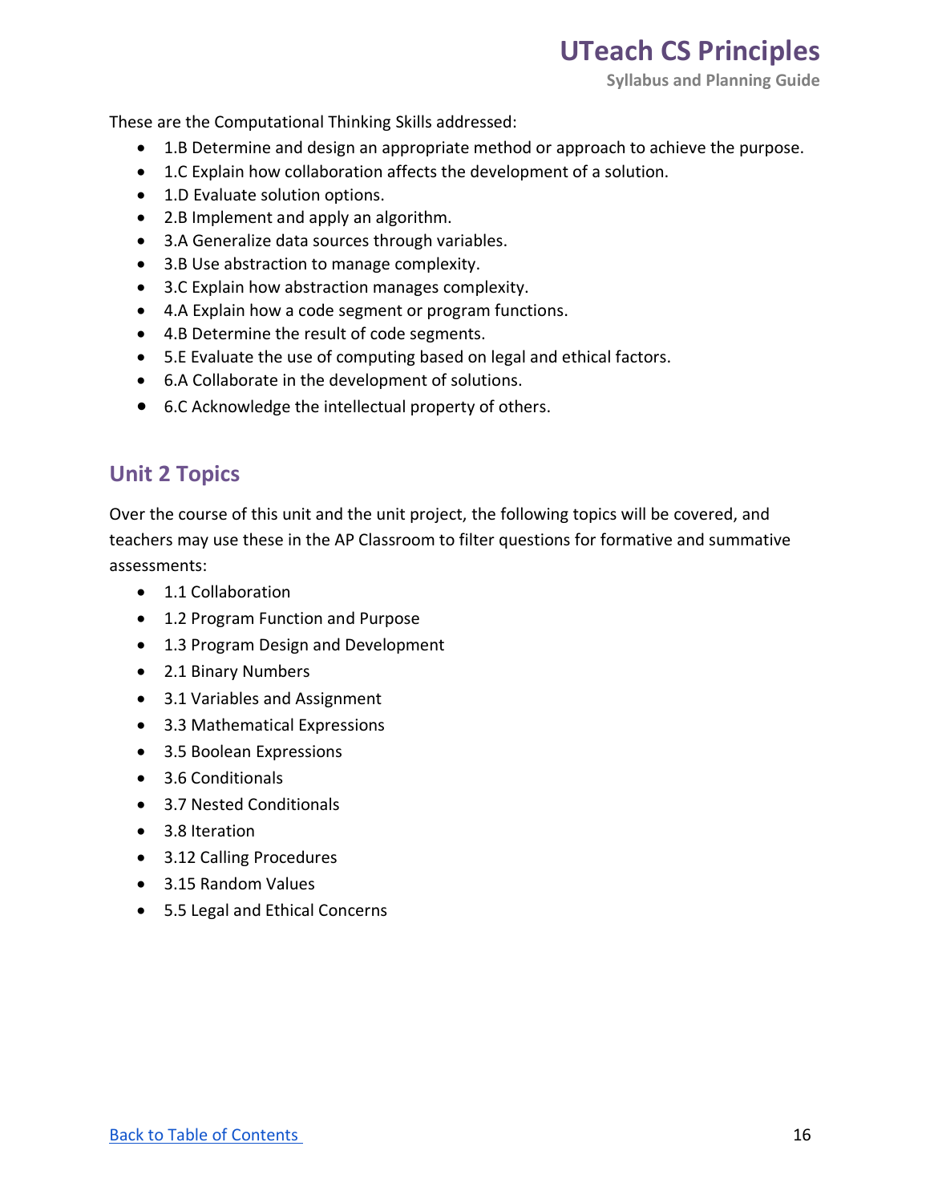These are the Computational Thinking Skills addressed:

- 1.B Determine and design an appropriate method or approach to achieve the purpose.
- 1.C Explain how collaboration affects the development of a solution.
- 1.D Evaluate solution options.
- 2.B Implement and apply an algorithm.
- 3.A Generalize data sources through variables.
- 3.B Use abstraction to manage complexity.
- 3.C Explain how abstraction manages complexity.
- 4.A Explain how a code segment or program functions.
- 4.B Determine the result of code segments.
- 5.E Evaluate the use of computing based on legal and ethical factors.
- 6.A Collaborate in the development of solutions.
- 6.C Acknowledge the intellectual property of others.

## Unit 2 Topics

Over the course of this unit and the unit project, the following topics will be covered, and teachers may use these in the AP Classroom to filter questions for formative and summative assessments:

- 1.1 Collaboration
- 1.2 Program Function and Purpose
- 1.3 Program Design and Development
- 2.1 Binary Numbers
- 3.1 Variables and Assignment
- 3.3 Mathematical Expressions
- 3.5 Boolean Expressions
- 3.6 Conditionals
- 3.7 Nested Conditionals
- 3.8 Iteration
- 3.12 Calling Procedures
- 3.15 Random Values
- 5.5 Legal and Ethical Concerns

[Back to Table of Contents](#)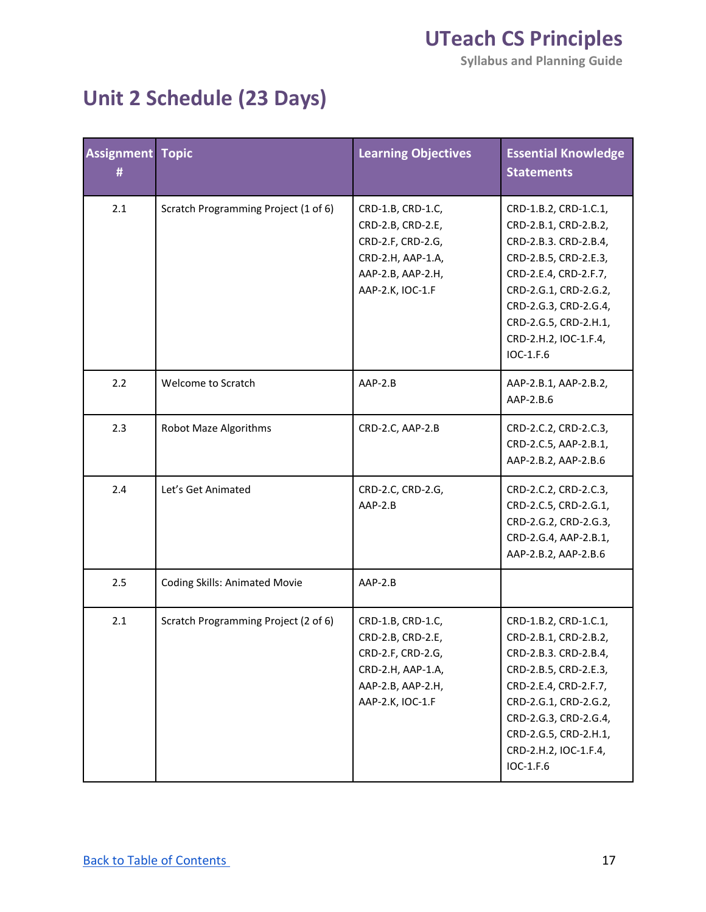# Unit 2 Schedule (23 Days)

| Assignment # | Topic | Learning Objectives | Essential Knowledge Statements |
|---|---|---|---|
| 2.1 | Scratch Programming Project (1 of 6) | CRD-1.B, CRD-1.C, CRD-2.B, CRD-2.E, CRD-2.F, CRD-2.G, CRD-2.H, AAP-1.A, AAP-2.B, AAP-2.H, AAP-2.K, IOC-1.F | CRD-1.B.2, CRD-1.C.1, CRD-2.B.1, CRD-2.B.2, CRD-2.B.3. CRD-2.B.4, CRD-2.B.5, CRD-2.E.3, CRD-2.E.4, CRD-2.F.7, CRD-2.G.1, CRD-2.G.2, CRD-2.G.3, CRD-2.G.4, CRD-2.G.5, CRD-2.H.1, CRD-2.H.2, IOC-1.F.4, IOC-1.F.6 |
| 2.2 | Welcome to Scratch | AAP-2.B | AAP-2.B.1, AAP-2.B.2, AAP-2.B.6 |
| 2.3 | Robot Maze Algorithms | CRD-2.C, AAP-2.B | CRD-2.C.2, CRD-2.C.3, CRD-2.C.5, AAP-2.B.1, AAP-2.B.2, AAP-2.B.6 |
| 2.4 | Let's Get Animated | CRD-2.C, CRD-2.G, AAP-2.B | CRD-2.C.2, CRD-2.C.3, CRD-2.C.5, CRD-2.G.1, CRD-2.G.2, CRD-2.G.3, CRD-2.G.4, AAP-2.B.1, AAP-2.B.2, AAP-2.B.6 |
| 2.5 | Coding Skills: Animated Movie | AAP-2.B | |
| 2.1 | Scratch Programming Project (2 of 6) | CRD-1.B, CRD-1.C, CRD-2.B, CRD-2.E, CRD-2.F, CRD-2.G, CRD-2.H, AAP-1.A, AAP-2.B, AAP-2.H, AAP-2.K, IOC-1.F | CRD-1.B.2, CRD-1.C.1, CRD-2.B.1, CRD-2.B.2, CRD-2.B.3. CRD-2.B.4, CRD-2.B.5, CRD-2.E.3, CRD-2.E.4, CRD-2.F.7, CRD-2.G.1, CRD-2.G.2, CRD-2.G.3, CRD-2.G.4, CRD-2.G.5, CRD-2.H.1, CRD-2.H.2, IOC-1.F.4, IOC-1.F.6 |

Back to Table of Contents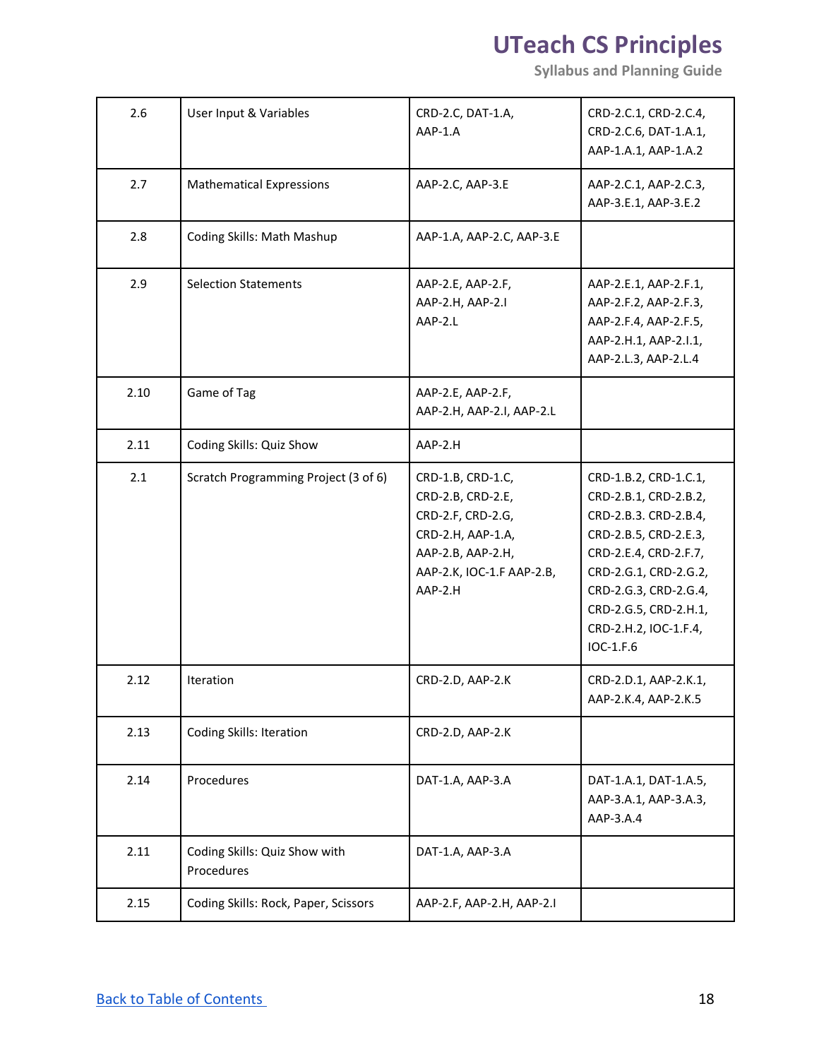| 2.6 | User Input & Variables | CRD-2.C, DAT-1.A, AAP-1.A | CRD-2.C.1, CRD-2.C.4, CRD-2.C.6, DAT-1.A.1, AAP-1.A.1, AAP-1.A.2 |
|---|---|---|---|
| 2.7 | Mathematical Expressions | AAP-2.C, AAP-3.E | AAP-2.C.1, AAP-2.C.3, AAP-3.E.1, AAP-3.E.2 |
| 2.8 | Coding Skills: Math Mashup | AAP-1.A, AAP-2.C, AAP-3.E | |
| 2.9 | Selection Statements | AAP-2.E, AAP-2.F, AAP-2.H, AAP-2.I AAP-2.L | AAP-2.E.1, AAP-2.F.1, AAP-2.F.2, AAP-2.F.3, AAP-2.F.4, AAP-2.F.5, AAP-2.H.1, AAP-2.I.1, AAP-2.L.3, AAP-2.L.4 |
| 2.10 | Game of Tag | AAP-2.E, AAP-2.F, AAP-2.H, AAP-2.I, AAP-2.L | |
| 2.11 | Coding Skills: Quiz Show | AAP-2.H | |
| 2.1 | Scratch Programming Project (3 of 6) | CRD-1.B, CRD-1.C, CRD-2.B, CRD-2.E, CRD-2.F, CRD-2.G, CRD-2.H, AAP-1.A, AAP-2.B, AAP-2.H, AAP-2.K, IOC-1.F AAP-2.B, AAP-2.H | CRD-1.B.2, CRD-1.C.1, CRD-2.B.1, CRD-2.B.2, CRD-2.B.3. CRD-2.B.4, CRD-2.B.5, CRD-2.E.3, CRD-2.E.4, CRD-2.F.7, CRD-2.G.1, CRD-2.G.2, CRD-2.G.3, CRD-2.G.4, CRD-2.G.5, CRD-2.H.1, CRD-2.H.2, IOC-1.F.4, IOC-1.F.6 |
| 2.12 | Iteration | CRD-2.D, AAP-2.K | CRD-2.D.1, AAP-2.K.1, AAP-2.K.4, AAP-2.K.5 |
| 2.13 | Coding Skills: Iteration | CRD-2.D, AAP-2.K | |
| 2.14 | Procedures | DAT-1.A, AAP-3.A | DAT-1.A.1, DAT-1.A.5, AAP-3.A.1, AAP-3.A.3, AAP-3.A.4 |
| 2.11 | Coding Skills: Quiz Show with Procedures | DAT-1.A, AAP-3.A | |
| 2.15 | Coding Skills: Rock, Paper, Scissors | AAP-2.F, AAP-2.H, AAP-2.I | |

[Back to Table of Contents]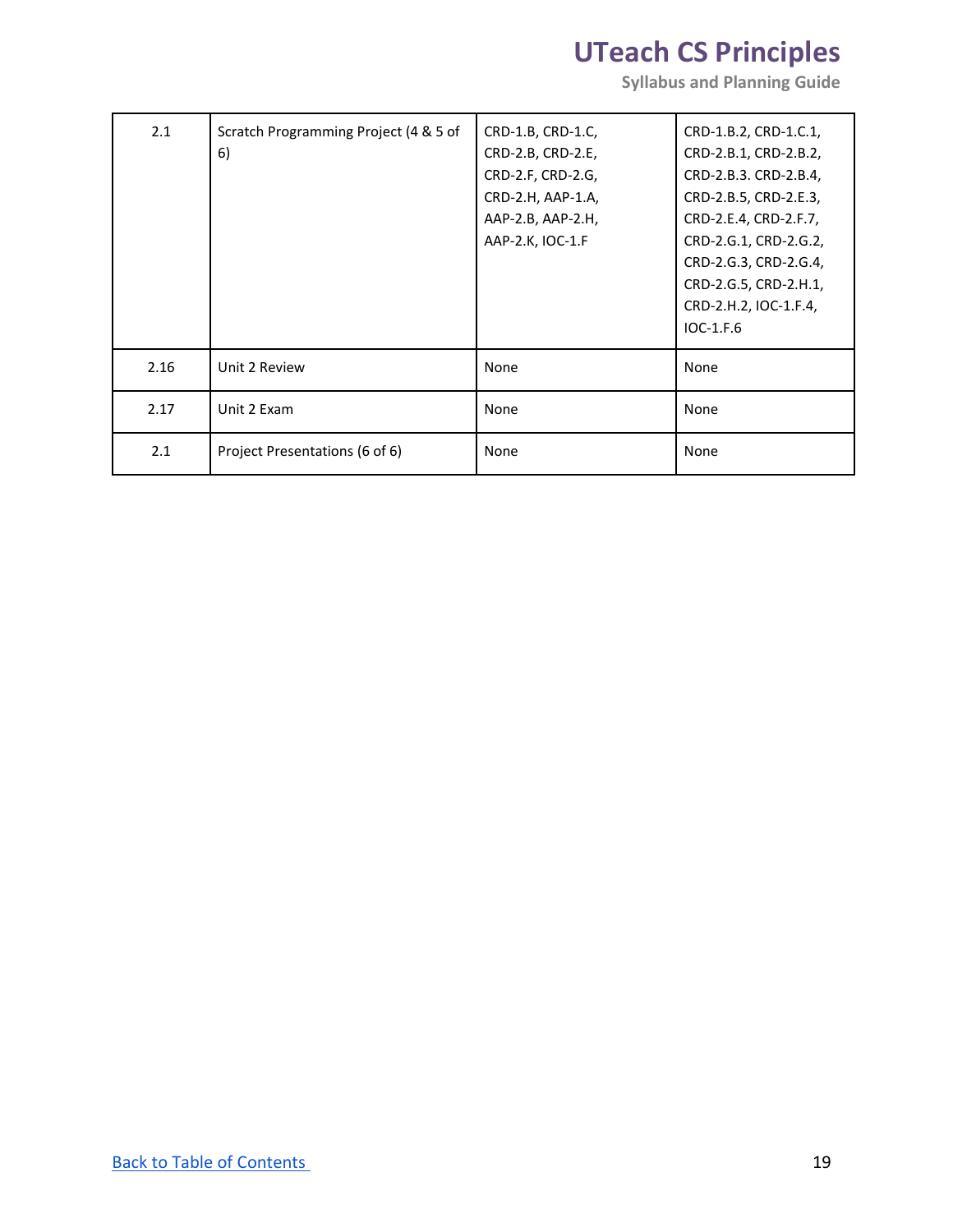| 2.1 | Scratch Programming Project (4 & 5 of 6) | CRD-1.B, CRD-1.C, CRD-2.B, CRD-2.E, CRD-2.F, CRD-2.G, CRD-2.H, AAP-1.A, AAP-2.B, AAP-2.H, AAP-2.K, IOC-1.F | CRD-1.B.2, CRD-1.C.1, CRD-2.B.1, CRD-2.B.2, CRD-2.B.3. CRD-2.B.4, CRD-2.B.5, CRD-2.E.3, CRD-2.E.4, CRD-2.F.7, CRD-2.G.1, CRD-2.G.2, CRD-2.G.3, CRD-2.G.4, CRD-2.G.5, CRD-2.H.1, CRD-2.H.2, IOC-1.F.4, IOC-1.F.6 |
|---|---|---|---|
| 2.16 | Unit 2 Review | None | None |
| 2.17 | Unit 2 Exam | None | None |
| 2.1 | Project Presentations (6 of 6) | None | None |

[Back to Table of Contents](#)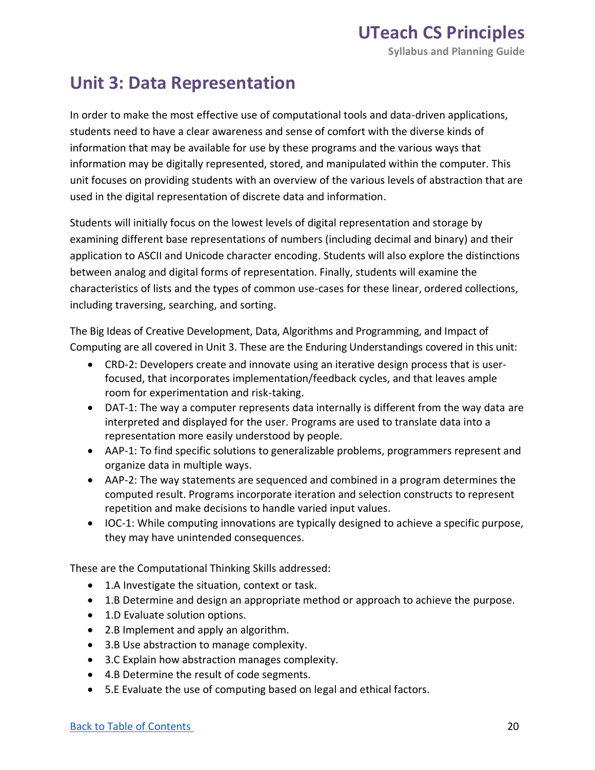## Unit 3: Data Representation

In order to make the most effective use of computational tools and data-driven applications, students need to have a clear awareness and sense of comfort with the diverse kinds of information that may be available for use by these programs and the various ways that information may be digitally represented, stored, and manipulated within the computer. This unit focuses on providing students with an overview of the various levels of abstraction that are used in the digital representation of discrete data and information.

Students will initially focus on the lowest levels of digital representation and storage by examining different base representations of numbers (including decimal and binary) and their application to ASCII and Unicode character encoding. Students will also explore the distinctions between analog and digital forms of representation. Finally, students will examine the characteristics of lists and the types of common use-cases for these linear, ordered collections, including traversing, searching, and sorting.

The Big Ideas of Creative Development, Data, Algorithms and Programming, and Impact of Computing are all covered in Unit 3. These are the Enduring Understandings covered in this unit:

- CRD-2: Developers create and innovate using an iterative design process that is user-focused, that incorporates implementation/feedback cycles, and that leaves ample room for experimentation and risk-taking.
- DAT-1: The way a computer represents data internally is different from the way data are interpreted and displayed for the user. Programs are used to translate data into a representation more easily understood by people.
- AAP-1: To find specific solutions to generalizable problems, programmers represent and organize data in multiple ways.
- AAP-2: The way statements are sequenced and combined in a program determines the computed result. Programs incorporate iteration and selection constructs to represent repetition and make decisions to handle varied input values.
- IOC-1: While computing innovations are typically designed to achieve a specific purpose, they may have unintended consequences.

These are the Computational Thinking Skills addressed:

- 1.A Investigate the situation, context or task.
- 1.B Determine and design an appropriate method or approach to achieve the purpose.
- 1.D Evaluate solution options.
- 2.B Implement and apply an algorithm.
- 3.B Use abstraction to manage complexity.
- 3.C Explain how abstraction manages complexity.
- 4.B Determine the result of code segments.
- 5.E Evaluate the use of computing based on legal and ethical factors.

[Back to Table of Contents]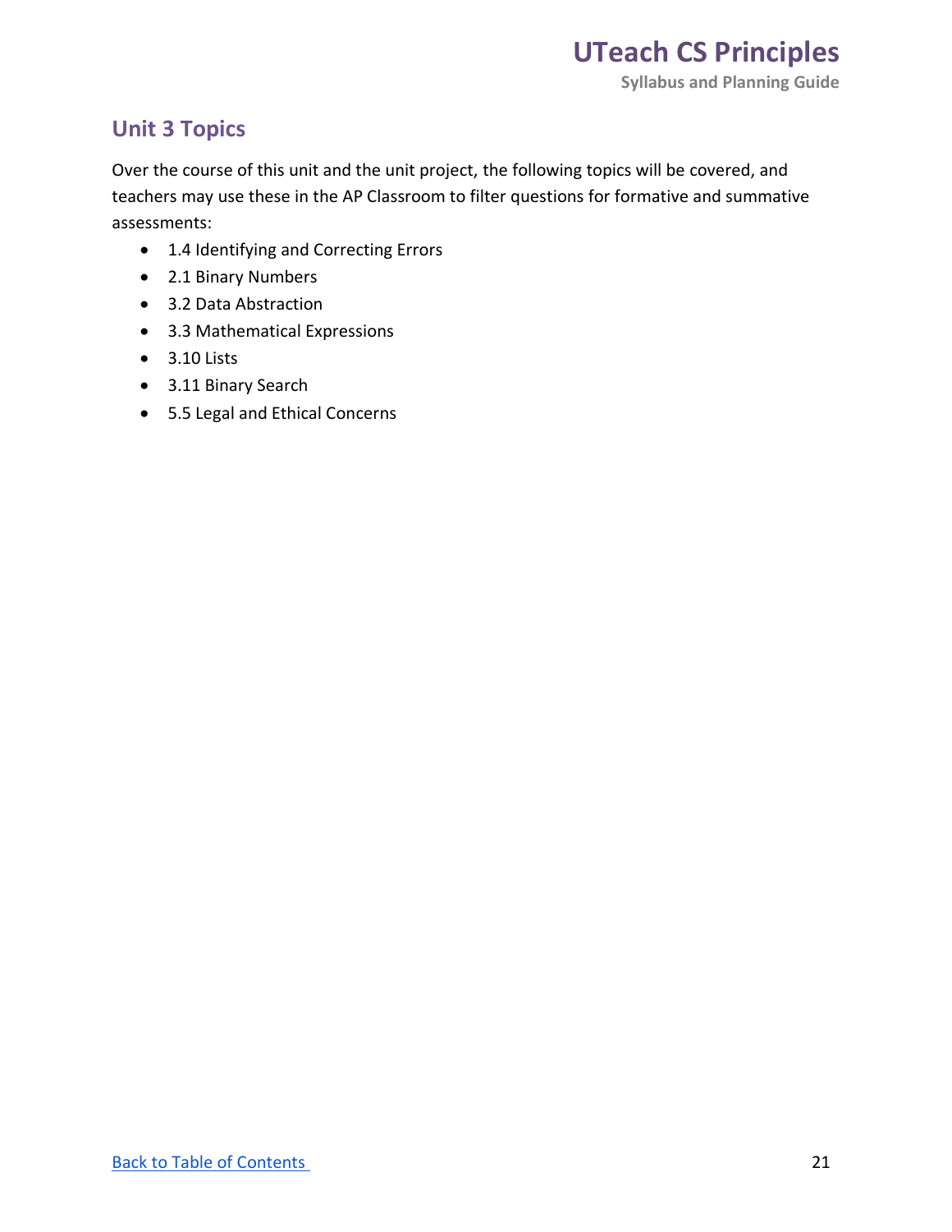## Unit 3 Topics

Over the course of this unit and the unit project, the following topics will be covered, and teachers may use these in the AP Classroom to filter questions for formative and summative assessments:

- 1.4 Identifying and Correcting Errors
- 2.1 Binary Numbers
- 3.2 Data Abstraction
- 3.3 Mathematical Expressions
- 3.10 Lists
- 3.11 Binary Search
- 5.5 Legal and Ethical Concerns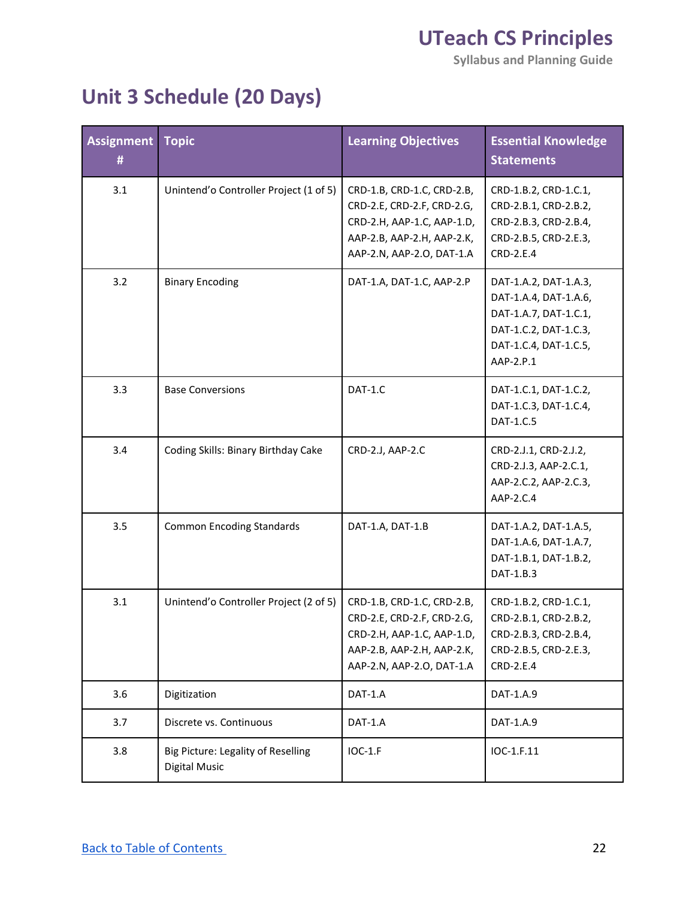## Unit 3 Schedule (20 Days)

| Assignment # | Topic | Learning Objectives | Essential Knowledge Statements |
|---|---|---|---|
| 3.1 | Unintend'o Controller Project (1 of 5) | CRD-1.B, CRD-1.C, CRD-2.B, CRD-2.E, CRD-2.F, CRD-2.G, CRD-2.H, AAP-1.C, AAP-1.D, AAP-2.B, AAP-2.H, AAP-2.K, AAP-2.N, AAP-2.O, DAT-1.A | CRD-1.B.2, CRD-1.C.1, CRD-2.B.1, CRD-2.B.2, CRD-2.B.3, CRD-2.B.4, CRD-2.B.5, CRD-2.E.3, CRD-2.E.4 |
| 3.2 | Binary Encoding | DAT-1.A, DAT-1.C, AAP-2.P | DAT-1.A.2, DAT-1.A.3, DAT-1.A.4, DAT-1.A.6, DAT-1.A.7, DAT-1.C.1, DAT-1.C.2, DAT-1.C.3, DAT-1.C.4, DAT-1.C.5, AAP-2.P.1 |
| 3.3 | Base Conversions | DAT-1.C | DAT-1.C.1, DAT-1.C.2, DAT-1.C.3, DAT-1.C.4, DAT-1.C.5 |
| 3.4 | Coding Skills: Binary Birthday Cake | CRD-2.J, AAP-2.C | CRD-2.J.1, CRD-2.J.2, CRD-2.J.3, AAP-2.C.1, AAP-2.C.2, AAP-2.C.3, AAP-2.C.4 |
| 3.5 | Common Encoding Standards | DAT-1.A, DAT-1.B | DAT-1.A.2, DAT-1.A.5, DAT-1.A.6, DAT-1.A.7, DAT-1.B.1, DAT-1.B.2, DAT-1.B.3 |
| 3.1 | Unintend'o Controller Project (2 of 5) | CRD-1.B, CRD-1.C, CRD-2.B, CRD-2.E, CRD-2.F, CRD-2.G, CRD-2.H, AAP-1.C, AAP-1.D, AAP-2.B, AAP-2.H, AAP-2.K, AAP-2.N, AAP-2.O, DAT-1.A | CRD-1.B.2, CRD-1.C.1, CRD-2.B.1, CRD-2.B.2, CRD-2.B.3, CRD-2.B.4, CRD-2.B.5, CRD-2.E.3, CRD-2.E.4 |
| 3.6 | Digitization | DAT-1.A | DAT-1.A.9 |
| 3.7 | Discrete vs. Continuous | DAT-1.A | DAT-1.A.9 |
| 3.8 | Big Picture: Legality of Reselling Digital Music | IOC-1.F | IOC-1.F.11 |

[Back to Table of Contents](#)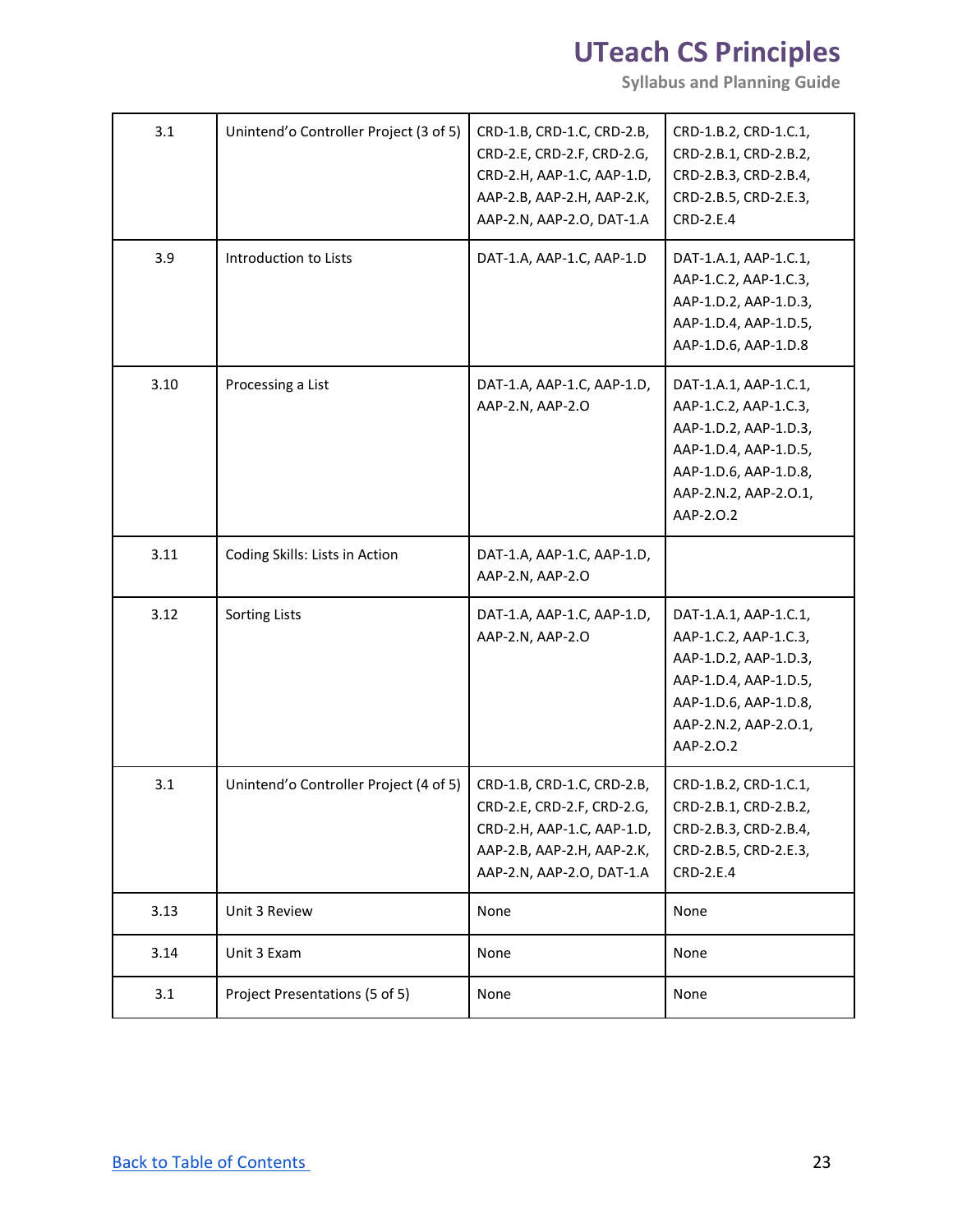| 3.1 | Unintend'o Controller Project (3 of 5) | CRD-1.B, CRD-1.C, CRD-2.B, CRD-2.E, CRD-2.F, CRD-2.G, CRD-2.H, AAP-1.C, AAP-1.D, AAP-2.B, AAP-2.H, AAP-2.K, AAP-2.N, AAP-2.O, DAT-1.A | CRD-1.B.2, CRD-1.C.1, CRD-2.B.1, CRD-2.B.2, CRD-2.B.3, CRD-2.B.4, CRD-2.B.5, CRD-2.E.3, CRD-2.E.4 |
|---|---|---|---|
| 3.9 | Introduction to Lists | DAT-1.A, AAP-1.C, AAP-1.D | DAT-1.A.1, AAP-1.C.1, AAP-1.C.2, AAP-1.C.3, AAP-1.D.2, AAP-1.D.3, AAP-1.D.4, AAP-1.D.5, AAP-1.D.6, AAP-1.D.8 |
| 3.10 | Processing a List | DAT-1.A, AAP-1.C, AAP-1.D, AAP-2.N, AAP-2.O | DAT-1.A.1, AAP-1.C.1, AAP-1.C.2, AAP-1.C.3, AAP-1.D.2, AAP-1.D.3, AAP-1.D.4, AAP-1.D.5, AAP-1.D.6, AAP-1.D.8, AAP-2.N.2, AAP-2.O.1, AAP-2.O.2 |
| 3.11 | Coding Skills: Lists in Action | DAT-1.A, AAP-1.C, AAP-1.D, AAP-2.N, AAP-2.O | |
| 3.12 | Sorting Lists | DAT-1.A, AAP-1.C, AAP-1.D, AAP-2.N, AAP-2.O | DAT-1.A.1, AAP-1.C.1, AAP-1.C.2, AAP-1.C.3, AAP-1.D.2, AAP-1.D.3, AAP-1.D.4, AAP-1.D.5, AAP-1.D.6, AAP-1.D.8, AAP-2.N.2, AAP-2.O.1, AAP-2.O.2 |
| 3.1 | Unintend'o Controller Project (4 of 5) | CRD-1.B, CRD-1.C, CRD-2.B, CRD-2.E, CRD-2.F, CRD-2.G, CRD-2.H, AAP-1.C, AAP-1.D, AAP-2.B, AAP-2.H, AAP-2.K, AAP-2.N, AAP-2.O, DAT-1.A | CRD-1.B.2, CRD-1.C.1, CRD-2.B.1, CRD-2.B.2, CRD-2.B.3, CRD-2.B.4, CRD-2.B.5, CRD-2.E.3, CRD-2.E.4 |
| 3.13 | Unit 3 Review | None | None |
| 3.14 | Unit 3 Exam | None | None |
| 3.1 | Project Presentations (5 of 5) | None | None |

[Back to Table of Contents](#)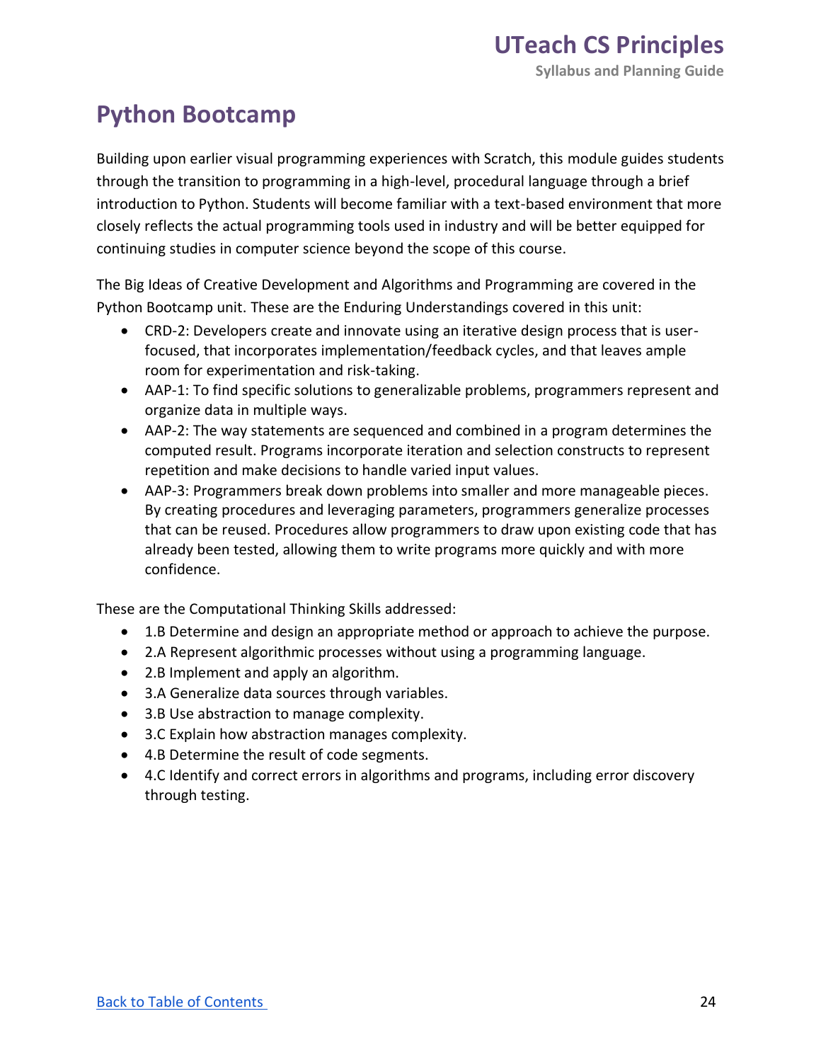# Python Bootcamp

Building upon earlier visual programming experiences with Scratch, this module guides students through the transition to programming in a high-level, procedural language through a brief introduction to Python. Students will become familiar with a text-based environment that more closely reflects the actual programming tools used in industry and will be better equipped for continuing studies in computer science beyond the scope of this course.

The Big Ideas of Creative Development and Algorithms and Programming are covered in the Python Bootcamp unit. These are the Enduring Understandings covered in this unit:

- CRD-2: Developers create and innovate using an iterative design process that is user-focused, that incorporates implementation/feedback cycles, and that leaves ample room for experimentation and risk-taking.
- AAP-1: To find specific solutions to generalizable problems, programmers represent and organize data in multiple ways.
- AAP-2: The way statements are sequenced and combined in a program determines the computed result. Programs incorporate iteration and selection constructs to represent repetition and make decisions to handle varied input values.
- AAP-3: Programmers break down problems into smaller and more manageable pieces. By creating procedures and leveraging parameters, programmers generalize processes that can be reused. Procedures allow programmers to draw upon existing code that has already been tested, allowing them to write programs more quickly and with more confidence.

These are the Computational Thinking Skills addressed:

- 1.B Determine and design an appropriate method or approach to achieve the purpose.
- 2.A Represent algorithmic processes without using a programming language.
- 2.B Implement and apply an algorithm.
- 3.A Generalize data sources through variables.
- 3.B Use abstraction to manage complexity.
- 3.C Explain how abstraction manages complexity.
- 4.B Determine the result of code segments.
- 4.C Identify and correct errors in algorithms and programs, including error discovery through testing.

[Back to Table of Contents](#)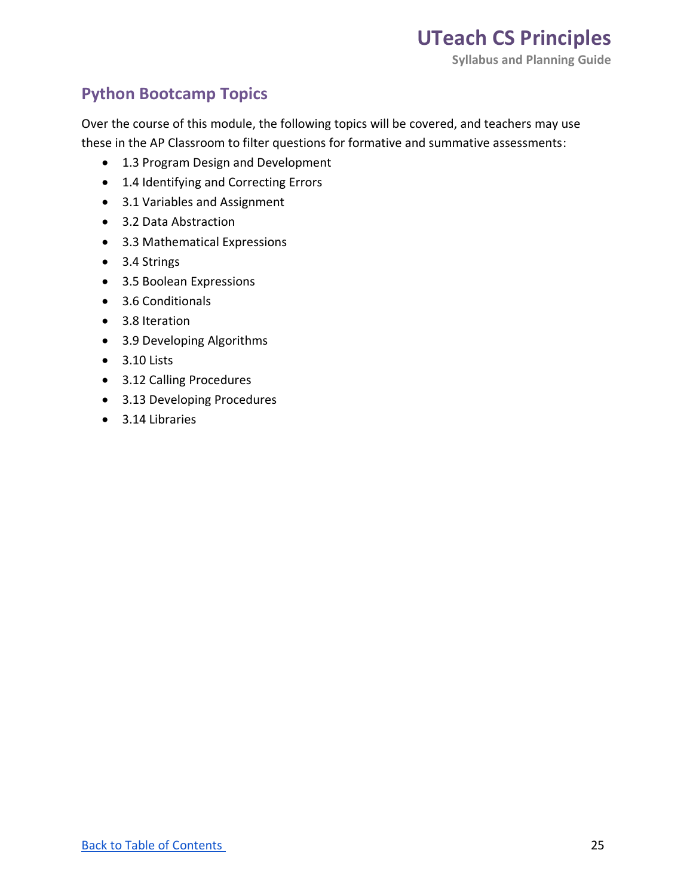## Python Bootcamp Topics

Over the course of this module, the following topics will be covered, and teachers may use these in the AP Classroom to filter questions for formative and summative assessments:

- 1.3 Program Design and Development
- 1.4 Identifying and Correcting Errors
- 3.1 Variables and Assignment
- 3.2 Data Abstraction
- 3.3 Mathematical Expressions
- 3.4 Strings
- 3.5 Boolean Expressions
- 3.6 Conditionals
- 3.8 Iteration
- 3.9 Developing Algorithms
- 3.10 Lists
- 3.12 Calling Procedures
- 3.13 Developing Procedures
- 3.14 Libraries

Back to Table of Contents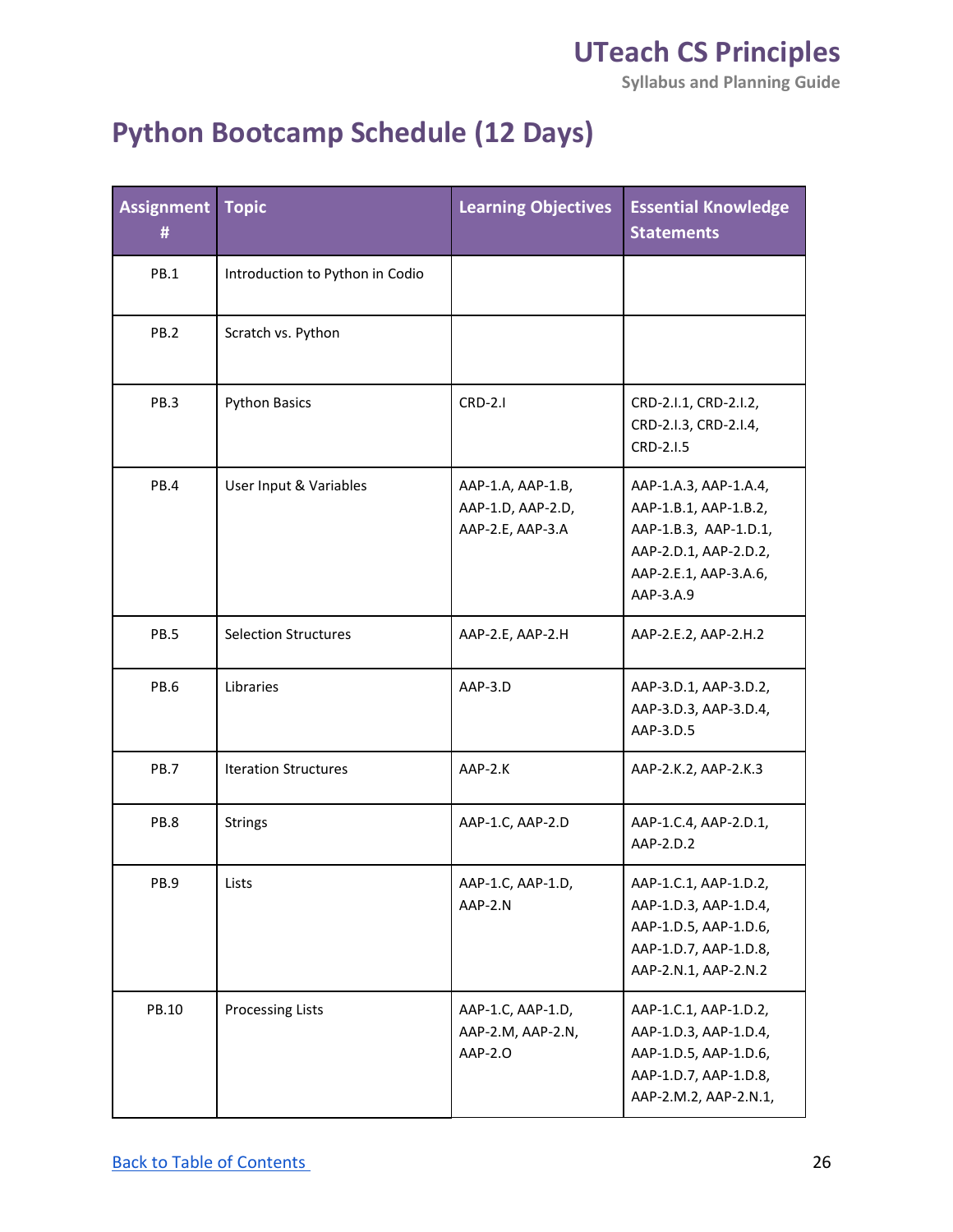## Python Bootcamp Schedule (12 Days)

| Assignment # | Topic | Learning Objectives | Essential Knowledge Statements |
|---|---|---|---|
| PB.1 | Introduction to Python in Codio | | |
| PB.2 | Scratch vs. Python | | |
| PB.3 | Python Basics | CRD-2.I | CRD-2.I.1, CRD-2.I.2, CRD-2.I.3, CRD-2.I.4, CRD-2.I.5 |
| PB.4 | User Input & Variables | AAP-1.A, AAP-1.B, AAP-1.D, AAP-2.D, AAP-2.E, AAP-3.A | AAP-1.A.3, AAP-1.A.4, AAP-1.B.1, AAP-1.B.2, AAP-1.B.3, AAP-1.D.1, AAP-2.D.1, AAP-2.D.2, AAP-2.E.1, AAP-3.A.6, AAP-3.A.9 |
| PB.5 | Selection Structures | AAP-2.E, AAP-2.H | AAP-2.E.2, AAP-2.H.2 |
| PB.6 | Libraries | AAP-3.D | AAP-3.D.1, AAP-3.D.2, AAP-3.D.3, AAP-3.D.4, AAP-3.D.5 |
| PB.7 | Iteration Structures | AAP-2.K | AAP-2.K.2, AAP-2.K.3 |
| PB.8 | Strings | AAP-1.C, AAP-2.D | AAP-1.C.4, AAP-2.D.1, AAP-2.D.2 |
| PB.9 | Lists | AAP-1.C, AAP-1.D, AAP-2.N | AAP-1.C.1, AAP-1.D.2, AAP-1.D.3, AAP-1.D.4, AAP-1.D.5, AAP-1.D.6, AAP-1.D.7, AAP-1.D.8, AAP-2.N.1, AAP-2.N.2 |
| PB.10 | Processing Lists | AAP-1.C, AAP-1.D, AAP-2.M, AAP-2.N, AAP-2.O | AAP-1.C.1, AAP-1.D.2, AAP-1.D.3, AAP-1.D.4, AAP-1.D.5, AAP-1.D.6, AAP-1.D.7, AAP-1.D.8, AAP-2.M.2, AAP-2.N.1, |

Back to Table of Contents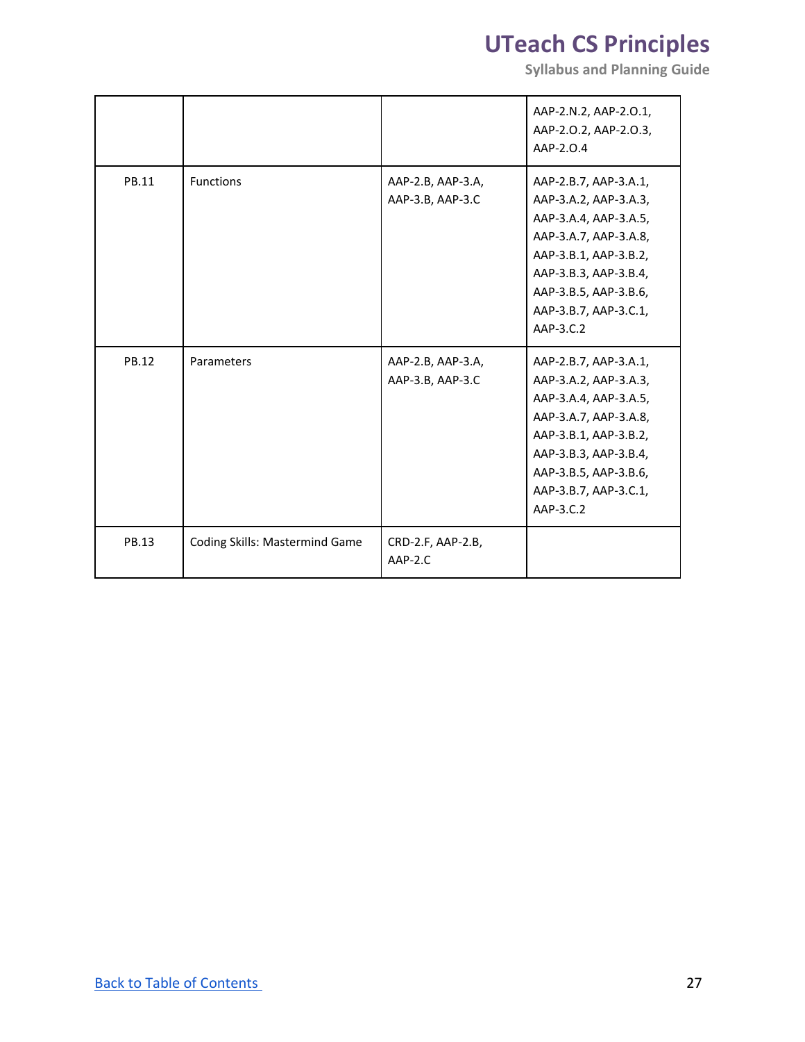| | | | |
|---|---|---|---|
| | | | AAP-2.N.2, AAP-2.O.1, AAP-2.O.2, AAP-2.O.3, AAP-2.O.4 |
| PB.11 | Functions | AAP-2.B, AAP-3.A, AAP-3.B, AAP-3.C | AAP-2.B.7, AAP-3.A.1, AAP-3.A.2, AAP-3.A.3, AAP-3.A.4, AAP-3.A.5, AAP-3.A.7, AAP-3.A.8, AAP-3.B.1, AAP-3.B.2, AAP-3.B.3, AAP-3.B.4, AAP-3.B.5, AAP-3.B.6, AAP-3.B.7, AAP-3.C.1, AAP-3.C.2 |
| PB.12 | Parameters | AAP-2.B, AAP-3.A, AAP-3.B, AAP-3.C | AAP-2.B.7, AAP-3.A.1, AAP-3.A.2, AAP-3.A.3, AAP-3.A.4, AAP-3.A.5, AAP-3.A.7, AAP-3.A.8, AAP-3.B.1, AAP-3.B.2, AAP-3.B.3, AAP-3.B.4, AAP-3.B.5, AAP-3.B.6, AAP-3.B.7, AAP-3.C.1, AAP-3.C.2 |
| PB.13 | Coding Skills: Mastermind Game | CRD-2.F, AAP-2.B, AAP-2.C | |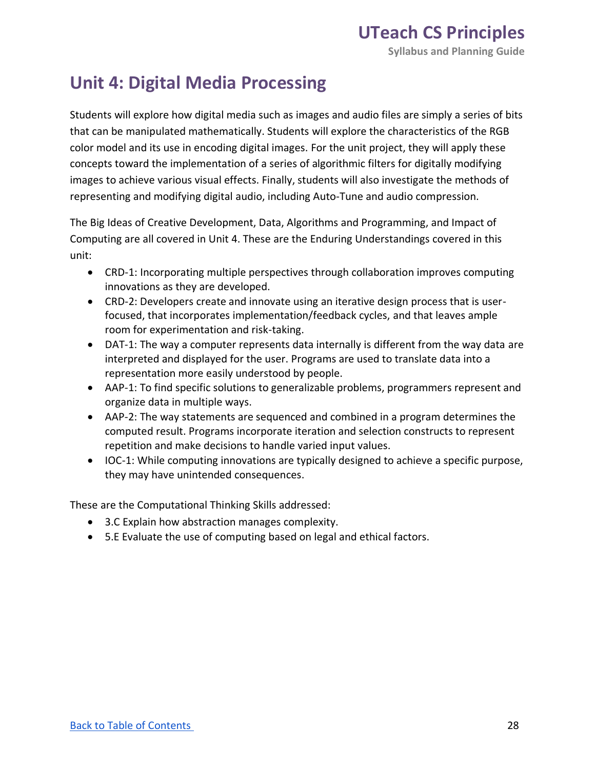# Unit 4: Digital Media Processing

Students will explore how digital media such as images and audio files are simply a series of bits that can be manipulated mathematically. Students will explore the characteristics of the RGB color model and its use in encoding digital images. For the unit project, they will apply these concepts toward the implementation of a series of algorithmic filters for digitally modifying images to achieve various visual effects. Finally, students will also investigate the methods of representing and modifying digital audio, including Auto-Tune and audio compression.

The Big Ideas of Creative Development, Data, Algorithms and Programming, and Impact of Computing are all covered in Unit 4. These are the Enduring Understandings covered in this unit:

- CRD-1: Incorporating multiple perspectives through collaboration improves computing innovations as they are developed.
- CRD-2: Developers create and innovate using an iterative design process that is user-focused, that incorporates implementation/feedback cycles, and that leaves ample room for experimentation and risk-taking.
- DAT-1: The way a computer represents data internally is different from the way data are interpreted and displayed for the user. Programs are used to translate data into a representation more easily understood by people.
- AAP-1: To find specific solutions to generalizable problems, programmers represent and organize data in multiple ways.
- AAP-2: The way statements are sequenced and combined in a program determines the computed result. Programs incorporate iteration and selection constructs to represent repetition and make decisions to handle varied input values.
- IOC-1: While computing innovations are typically designed to achieve a specific purpose, they may have unintended consequences.

These are the Computational Thinking Skills addressed:

- 3.C Explain how abstraction manages complexity.
- 5.E Evaluate the use of computing based on legal and ethical factors.

[Back to Table of Contents](#)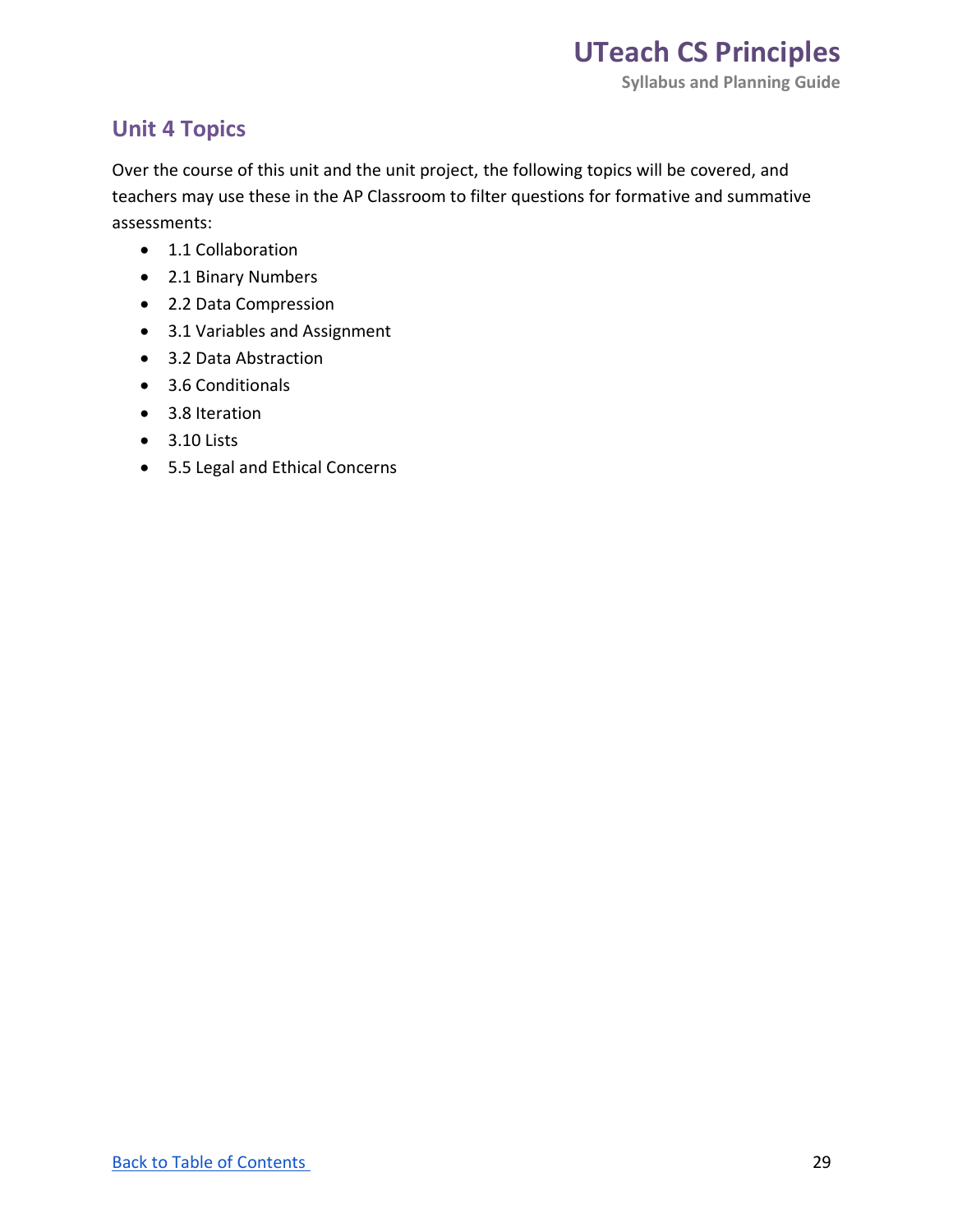## Unit 4 Topics

Over the course of this unit and the unit project, the following topics will be covered, and teachers may use these in the AP Classroom to filter questions for formative and summative assessments:

- 1.1 Collaboration
- 2.1 Binary Numbers
- 2.2 Data Compression
- 3.1 Variables and Assignment
- 3.2 Data Abstraction
- 3.6 Conditionals
- 3.8 Iteration
- 3.10 Lists
- 5.5 Legal and Ethical Concerns

Back to Table of Contents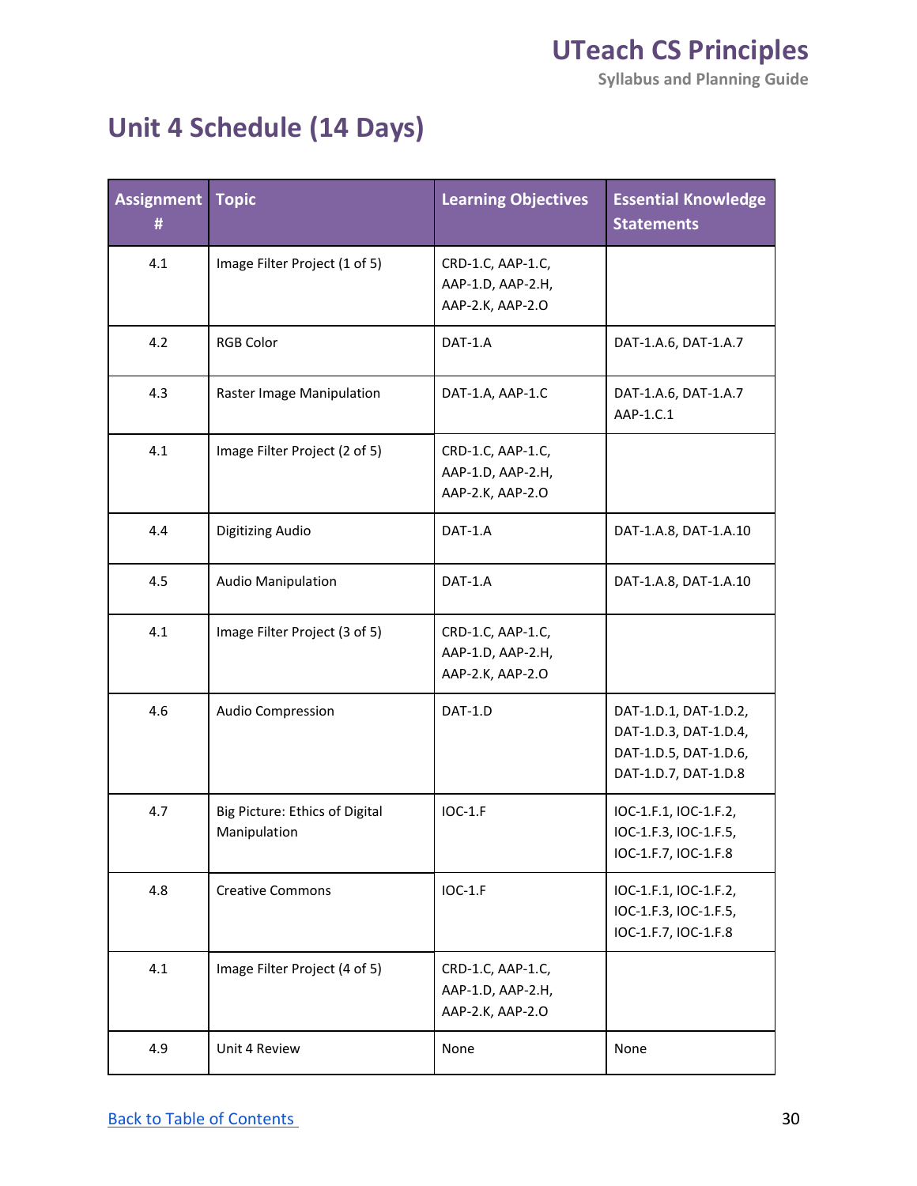# Unit 4 Schedule (14 Days)

| Assignment # | Topic | Learning Objectives | Essential Knowledge Statements |
|---|---|---|---|
| 4.1 | Image Filter Project (1 of 5) | CRD-1.C, AAP-1.C, AAP-1.D, AAP-2.H, AAP-2.K, AAP-2.O | |
| 4.2 | RGB Color | DAT-1.A | DAT-1.A.6, DAT-1.A.7 |
| 4.3 | Raster Image Manipulation | DAT-1.A, AAP-1.C | DAT-1.A.6, DAT-1.A.7 AAP-1.C.1 |
| 4.1 | Image Filter Project (2 of 5) | CRD-1.C, AAP-1.C, AAP-1.D, AAP-2.H, AAP-2.K, AAP-2.O | |
| 4.4 | Digitizing Audio | DAT-1.A | DAT-1.A.8, DAT-1.A.10 |
| 4.5 | Audio Manipulation | DAT-1.A | DAT-1.A.8, DAT-1.A.10 |
| 4.1 | Image Filter Project (3 of 5) | CRD-1.C, AAP-1.C, AAP-1.D, AAP-2.H, AAP-2.K, AAP-2.O | |
| 4.6 | Audio Compression | DAT-1.D | DAT-1.D.1, DAT-1.D.2, DAT-1.D.3, DAT-1.D.4, DAT-1.D.5, DAT-1.D.6, DAT-1.D.7, DAT-1.D.8 |
| 4.7 | Big Picture: Ethics of Digital Manipulation | IOC-1.F | IOC-1.F.1, IOC-1.F.2, IOC-1.F.3, IOC-1.F.5, IOC-1.F.7, IOC-1.F.8 |
| 4.8 | Creative Commons | IOC-1.F | IOC-1.F.1, IOC-1.F.2, IOC-1.F.3, IOC-1.F.5, IOC-1.F.7, IOC-1.F.8 |
| 4.1 | Image Filter Project (4 of 5) | CRD-1.C, AAP-1.C, AAP-1.D, AAP-2.H, AAP-2.K, AAP-2.O | |
| 4.9 | Unit 4 Review | None | None |

Back to Table of Contents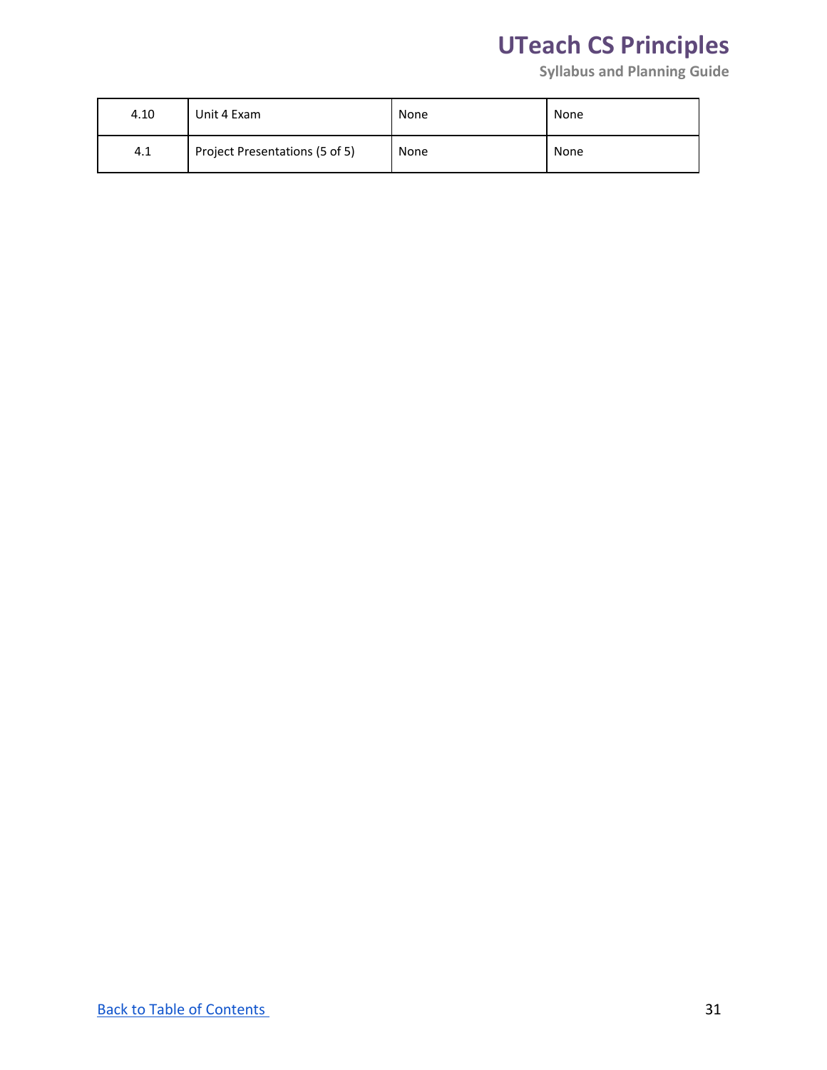| 4.10 | Unit 4 Exam | None | None |
|---|---|---|---|
| 4.1 | Project Presentations (5 of 5) | None | None |

[Back to Table of Contents]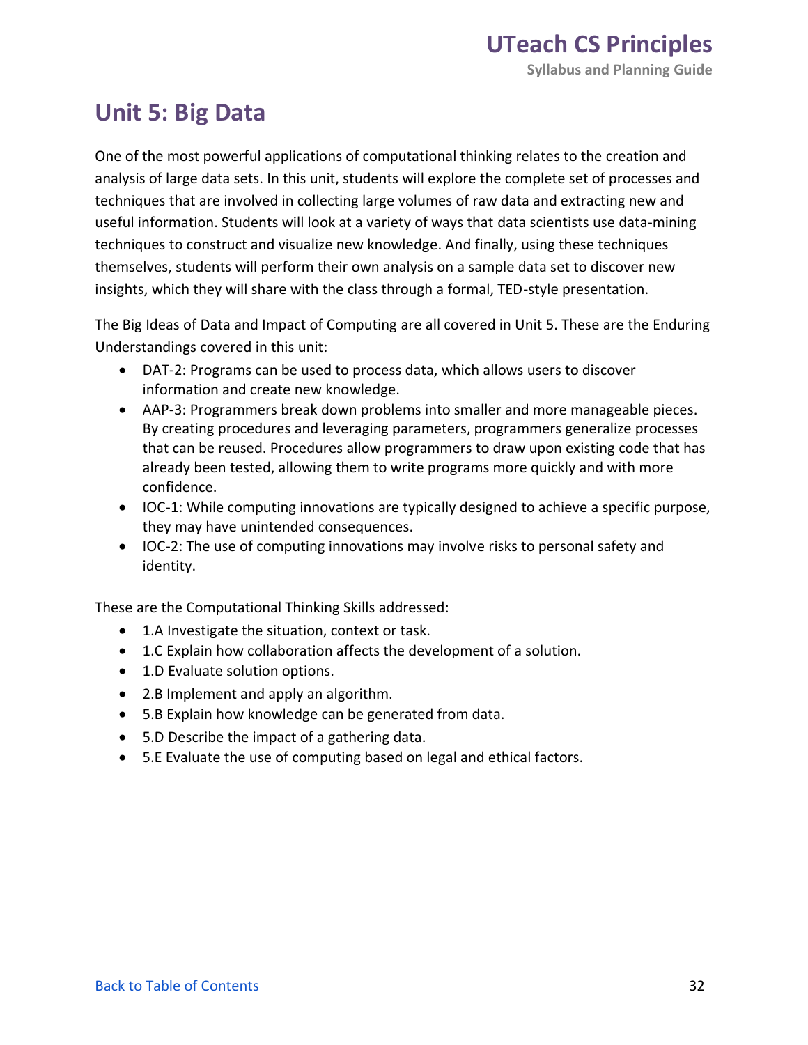# Unit 5: Big Data

One of the most powerful applications of computational thinking relates to the creation and analysis of large data sets. In this unit, students will explore the complete set of processes and techniques that are involved in collecting large volumes of raw data and extracting new and useful information. Students will look at a variety of ways that data scientists use data-mining techniques to construct and visualize new knowledge. And finally, using these techniques themselves, students will perform their own analysis on a sample data set to discover new insights, which they will share with the class through a formal, TED-style presentation.

The Big Ideas of Data and Impact of Computing are all covered in Unit 5. These are the Enduring Understandings covered in this unit:

- DAT-2: Programs can be used to process data, which allows users to discover information and create new knowledge.
- AAP-3: Programmers break down problems into smaller and more manageable pieces. By creating procedures and leveraging parameters, programmers generalize processes that can be reused. Procedures allow programmers to draw upon existing code that has already been tested, allowing them to write programs more quickly and with more confidence.
- IOC-1: While computing innovations are typically designed to achieve a specific purpose, they may have unintended consequences.
- IOC-2: The use of computing innovations may involve risks to personal safety and identity.

These are the Computational Thinking Skills addressed:

- 1.A Investigate the situation, context or task.
- 1.C Explain how collaboration affects the development of a solution.
- 1.D Evaluate solution options.
- 2.B Implement and apply an algorithm.
- 5.B Explain how knowledge can be generated from data.
- 5.D Describe the impact of a gathering data.
- 5.E Evaluate the use of computing based on legal and ethical factors.

[Back to Table of Contents](#)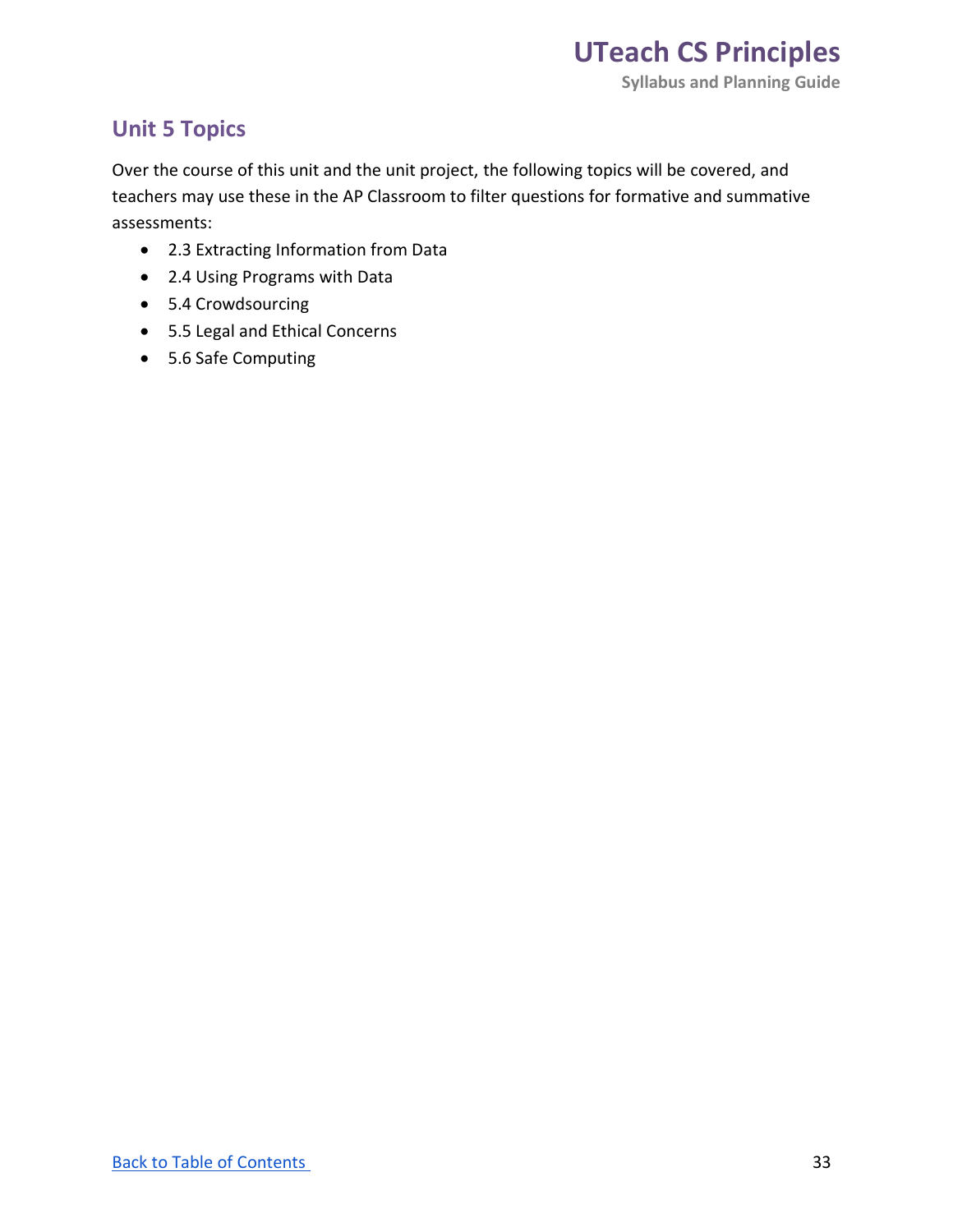## Unit 5 Topics

Over the course of this unit and the unit project, the following topics will be covered, and teachers may use these in the AP Classroom to filter questions for formative and summative assessments:

- 2.3 Extracting Information from Data
- 2.4 Using Programs with Data
- 5.4 Crowdsourcing
- 5.5 Legal and Ethical Concerns
- 5.6 Safe Computing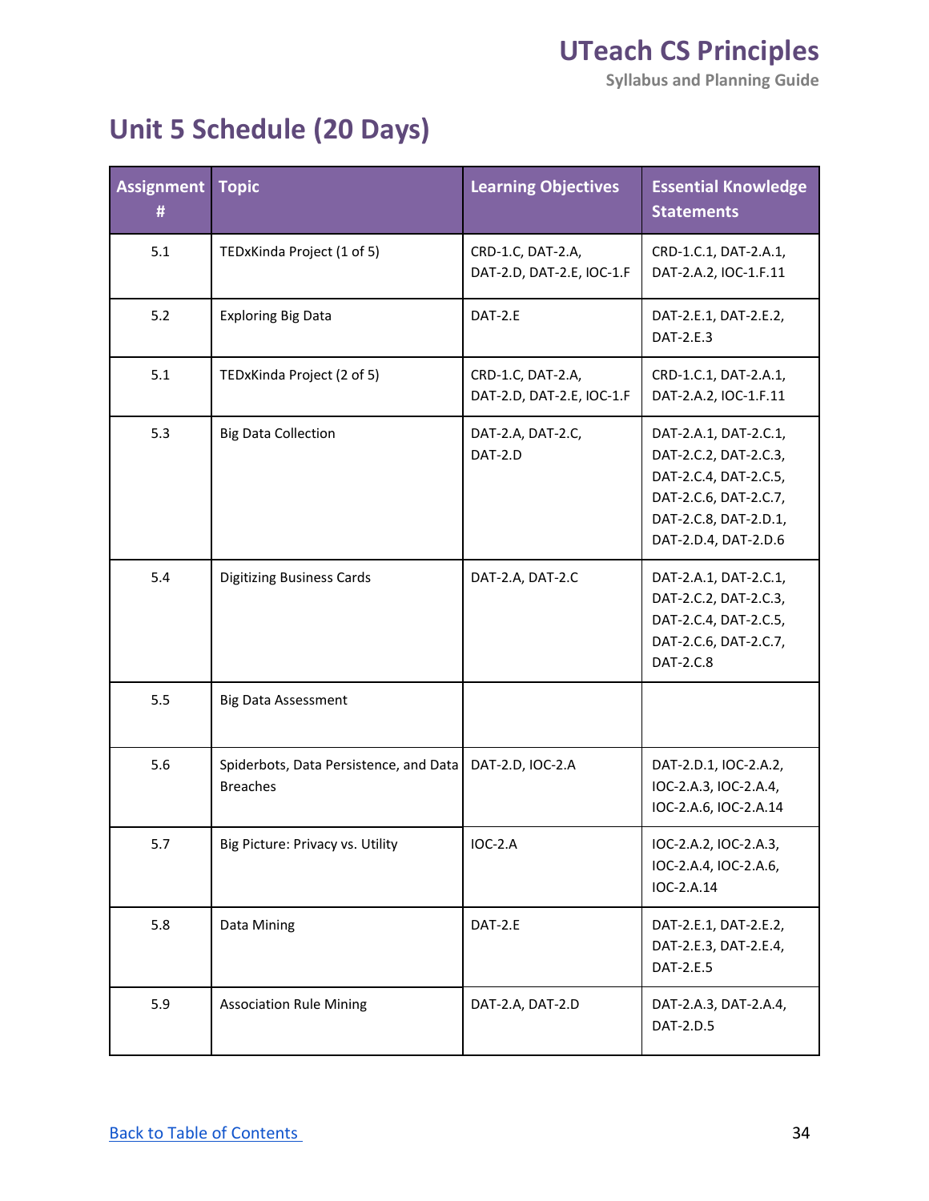# Unit 5 Schedule (20 Days)

| Assignment # | Topic | Learning Objectives | Essential Knowledge Statements |
|---|---|---|---|
| 5.1 | TEDxKinda Project (1 of 5) | CRD-1.C, DAT-2.A, DAT-2.D, DAT-2.E, IOC-1.F | CRD-1.C.1, DAT-2.A.1, DAT-2.A.2, IOC-1.F.11 |
| 5.2 | Exploring Big Data | DAT-2.E | DAT-2.E.1, DAT-2.E.2, DAT-2.E.3 |
| 5.1 | TEDxKinda Project (2 of 5) | CRD-1.C, DAT-2.A, DAT-2.D, DAT-2.E, IOC-1.F | CRD-1.C.1, DAT-2.A.1, DAT-2.A.2, IOC-1.F.11 |
| 5.3 | Big Data Collection | DAT-2.A, DAT-2.C, DAT-2.D | DAT-2.A.1, DAT-2.C.1, DAT-2.C.2, DAT-2.C.3, DAT-2.C.4, DAT-2.C.5, DAT-2.C.6, DAT-2.C.7, DAT-2.C.8, DAT-2.D.1, DAT-2.D.4, DAT-2.D.6 |
| 5.4 | Digitizing Business Cards | DAT-2.A, DAT-2.C | DAT-2.A.1, DAT-2.C.1, DAT-2.C.2, DAT-2.C.3, DAT-2.C.4, DAT-2.C.5, DAT-2.C.6, DAT-2.C.7, DAT-2.C.8 |
| 5.5 | Big Data Assessment | | |
| 5.6 | Spiderbots, Data Persistence, and Data Breaches | DAT-2.D, IOC-2.A | DAT-2.D.1, IOC-2.A.2, IOC-2.A.3, IOC-2.A.4, IOC-2.A.6, IOC-2.A.14 |
| 5.7 | Big Picture: Privacy vs. Utility | IOC-2.A | IOC-2.A.2, IOC-2.A.3, IOC-2.A.4, IOC-2.A.6, IOC-2.A.14 |
| 5.8 | Data Mining | DAT-2.E | DAT-2.E.1, DAT-2.E.2, DAT-2.E.3, DAT-2.E.4, DAT-2.E.5 |
| 5.9 | Association Rule Mining | DAT-2.A, DAT-2.D | DAT-2.A.3, DAT-2.A.4, DAT-2.D.5 |

[Back to Table of Contents](#)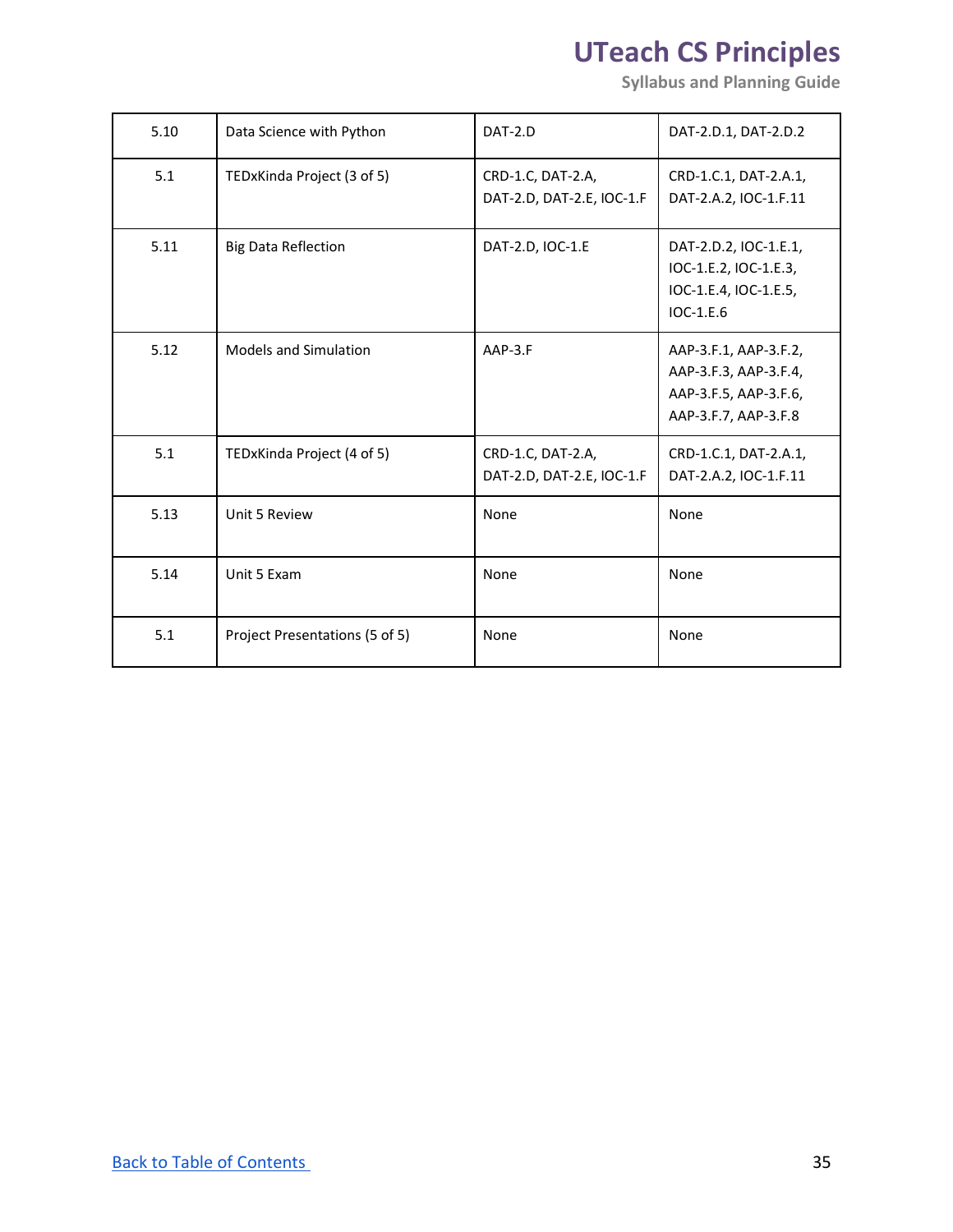| 5.10 | Data Science with Python | DAT-2.D | DAT-2.D.1, DAT-2.D.2 |
|---|---|---|---|
| 5.1 | TEDxKinda Project (3 of 5) | CRD-1.C, DAT-2.A, DAT-2.D, DAT-2.E, IOC-1.F | CRD-1.C.1, DAT-2.A.1, DAT-2.A.2, IOC-1.F.11 |
| 5.11 | Big Data Reflection | DAT-2.D, IOC-1.E | DAT-2.D.2, IOC-1.E.1, IOC-1.E.2, IOC-1.E.3, IOC-1.E.4, IOC-1.E.5, IOC-1.E.6 |
| 5.12 | Models and Simulation | AAP-3.F | AAP-3.F.1, AAP-3.F.2, AAP-3.F.3, AAP-3.F.4, AAP-3.F.5, AAP-3.F.6, AAP-3.F.7, AAP-3.F.8 |
| 5.1 | TEDxKinda Project (4 of 5) | CRD-1.C, DAT-2.A, DAT-2.D, DAT-2.E, IOC-1.F | CRD-1.C.1, DAT-2.A.1, DAT-2.A.2, IOC-1.F.11 |
| 5.13 | Unit 5 Review | None | None |
| 5.14 | Unit 5 Exam | None | None |
| 5.1 | Project Presentations (5 of 5) | None | None |

Back to Table of Contents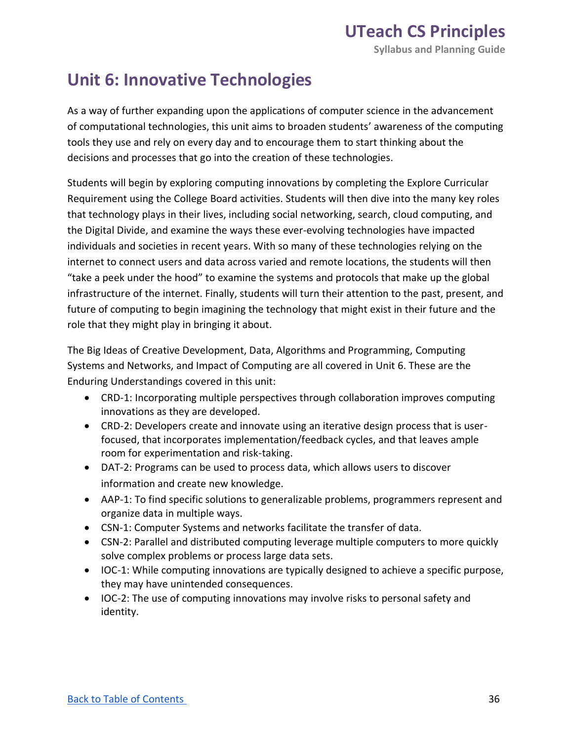# Unit 6: Innovative Technologies

As a way of further expanding upon the applications of computer science in the advancement of computational technologies, this unit aims to broaden students' awareness of the computing tools they use and rely on every day and to encourage them to start thinking about the decisions and processes that go into the creation of these technologies.

Students will begin by exploring computing innovations by completing the Explore Curricular Requirement using the College Board activities. Students will then dive into the many key roles that technology plays in their lives, including social networking, search, cloud computing, and the Digital Divide, and examine the ways these ever-evolving technologies have impacted individuals and societies in recent years. With so many of these technologies relying on the internet to connect users and data across varied and remote locations, the students will then "take a peek under the hood" to examine the systems and protocols that make up the global infrastructure of the internet. Finally, students will turn their attention to the past, present, and future of computing to begin imagining the technology that might exist in their future and the role that they might play in bringing it about.

The Big Ideas of Creative Development, Data, Algorithms and Programming, Computing Systems and Networks, and Impact of Computing are all covered in Unit 6. These are the Enduring Understandings covered in this unit:

- CRD-1: Incorporating multiple perspectives through collaboration improves computing innovations as they are developed.
- CRD-2: Developers create and innovate using an iterative design process that is user-focused, that incorporates implementation/feedback cycles, and that leaves ample room for experimentation and risk-taking.
- DAT-2: Programs can be used to process data, which allows users to discover information and create new knowledge.
- AAP-1: To find specific solutions to generalizable problems, programmers represent and organize data in multiple ways.
- CSN-1: Computer Systems and networks facilitate the transfer of data.
- CSN-2: Parallel and distributed computing leverage multiple computers to more quickly solve complex problems or process large data sets.
- IOC-1: While computing innovations are typically designed to achieve a specific purpose, they may have unintended consequences.
- IOC-2: The use of computing innovations may involve risks to personal safety and identity.

[Back to Table of Contents](#)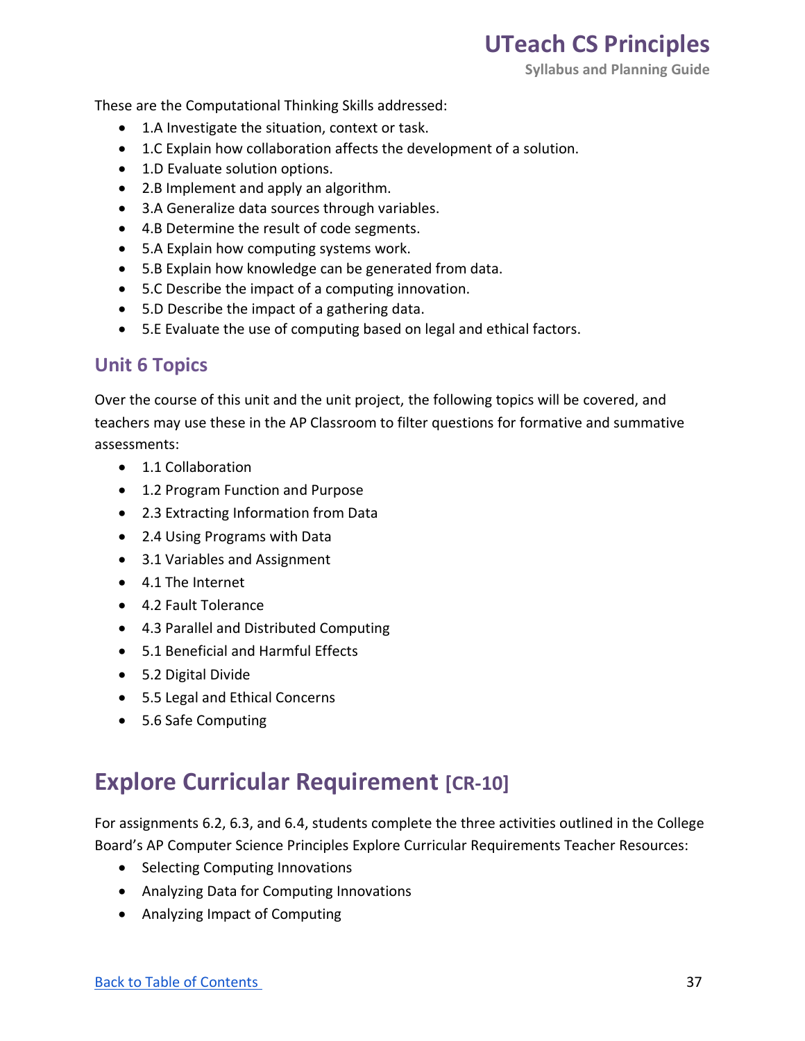These are the Computational Thinking Skills addressed:

- 1.A Investigate the situation, context or task.
- 1.C Explain how collaboration affects the development of a solution.
- 1.D Evaluate solution options.
- 2.B Implement and apply an algorithm.
- 3.A Generalize data sources through variables.
- 4.B Determine the result of code segments.
- 5.A Explain how computing systems work.
- 5.B Explain how knowledge can be generated from data.
- 5.C Describe the impact of a computing innovation.
- 5.D Describe the impact of a gathering data.
- 5.E Evaluate the use of computing based on legal and ethical factors.

## Unit 6 Topics

Over the course of this unit and the unit project, the following topics will be covered, and teachers may use these in the AP Classroom to filter questions for formative and summative assessments:

- 1.1 Collaboration
- 1.2 Program Function and Purpose
- 2.3 Extracting Information from Data
- 2.4 Using Programs with Data
- 3.1 Variables and Assignment
- 4.1 The Internet
- 4.2 Fault Tolerance
- 4.3 Parallel and Distributed Computing
- 5.1 Beneficial and Harmful Effects
- 5.2 Digital Divide
- 5.5 Legal and Ethical Concerns
- 5.6 Safe Computing

# Explore Curricular Requirement [CR-10]

For assignments 6.2, 6.3, and 6.4, students complete the three activities outlined in the College Board's AP Computer Science Principles Explore Curricular Requirements Teacher Resources:

- Selecting Computing Innovations
- Analyzing Data for Computing Innovations
- Analyzing Impact of Computing

Back to Table of Contents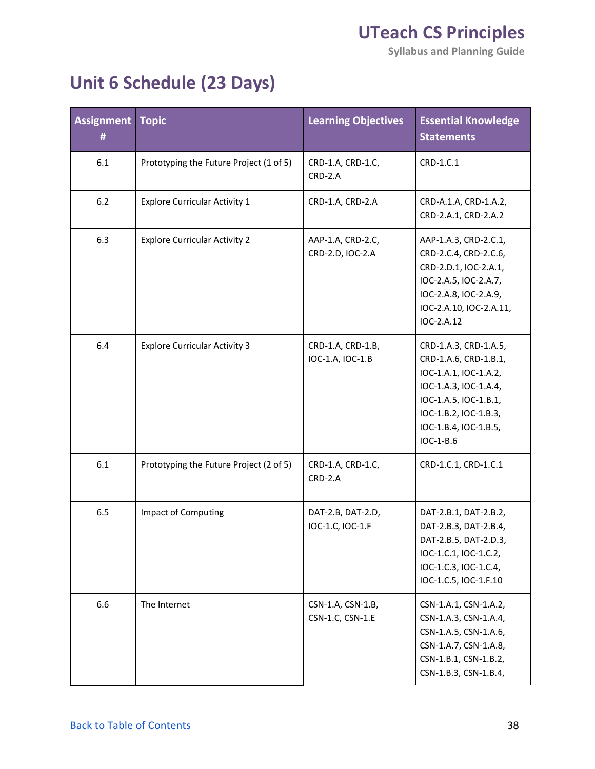## Unit 6 Schedule (23 Days)

| Assignment # | Topic | Learning Objectives | Essential Knowledge Statements |
|---|---|---|---|
| 6.1 | Prototyping the Future Project (1 of 5) | CRD-1.A, CRD-1.C, CRD-2.A | CRD-1.C.1 |
| 6.2 | Explore Curricular Activity 1 | CRD-1.A, CRD-2.A | CRD-A.1.A, CRD-1.A.2, CRD-2.A.1, CRD-2.A.2 |
| 6.3 | Explore Curricular Activity 2 | AAP-1.A, CRD-2.C, CRD-2.D, IOC-2.A | AAP-1.A.3, CRD-2.C.1, CRD-2.C.4, CRD-2.C.6, CRD-2.D.1, IOC-2.A.1, IOC-2.A.5, IOC-2.A.7, IOC-2.A.8, IOC-2.A.9, IOC-2.A.10, IOC-2.A.11, IOC-2.A.12 |
| 6.4 | Explore Curricular Activity 3 | CRD-1.A, CRD-1.B, IOC-1.A, IOC-1.B | CRD-1.A.3, CRD-1.A.5, CRD-1.A.6, CRD-1.B.1, IOC-1.A.1, IOC-1.A.2, IOC-1.A.3, IOC-1.A.4, IOC-1.A.5, IOC-1.B.1, IOC-1.B.2, IOC-1.B.3, IOC-1.B.4, IOC-1.B.5, IOC-1-B.6 |
| 6.1 | Prototyping the Future Project (2 of 5) | CRD-1.A, CRD-1.C, CRD-2.A | CRD-1.C.1, CRD-1.C.1 |
| 6.5 | Impact of Computing | DAT-2.B, DAT-2.D, IOC-1.C, IOC-1.F | DAT-2.B.1, DAT-2.B.2, DAT-2.B.3, DAT-2.B.4, DAT-2.B.5, DAT-2.D.3, IOC-1.C.1, IOC-1.C.2, IOC-1.C.3, IOC-1.C.4, IOC-1.C.5, IOC-1.F.10 |
| 6.6 | The Internet | CSN-1.A, CSN-1.B, CSN-1.C, CSN-1.E | CSN-1.A.1, CSN-1.A.2, CSN-1.A.3, CSN-1.A.4, CSN-1.A.5, CSN-1.A.6, CSN-1.A.7, CSN-1.A.8, CSN-1.B.1, CSN-1.B.2, CSN-1.B.3, CSN-1.B.4, |

[Back to Table of Contents]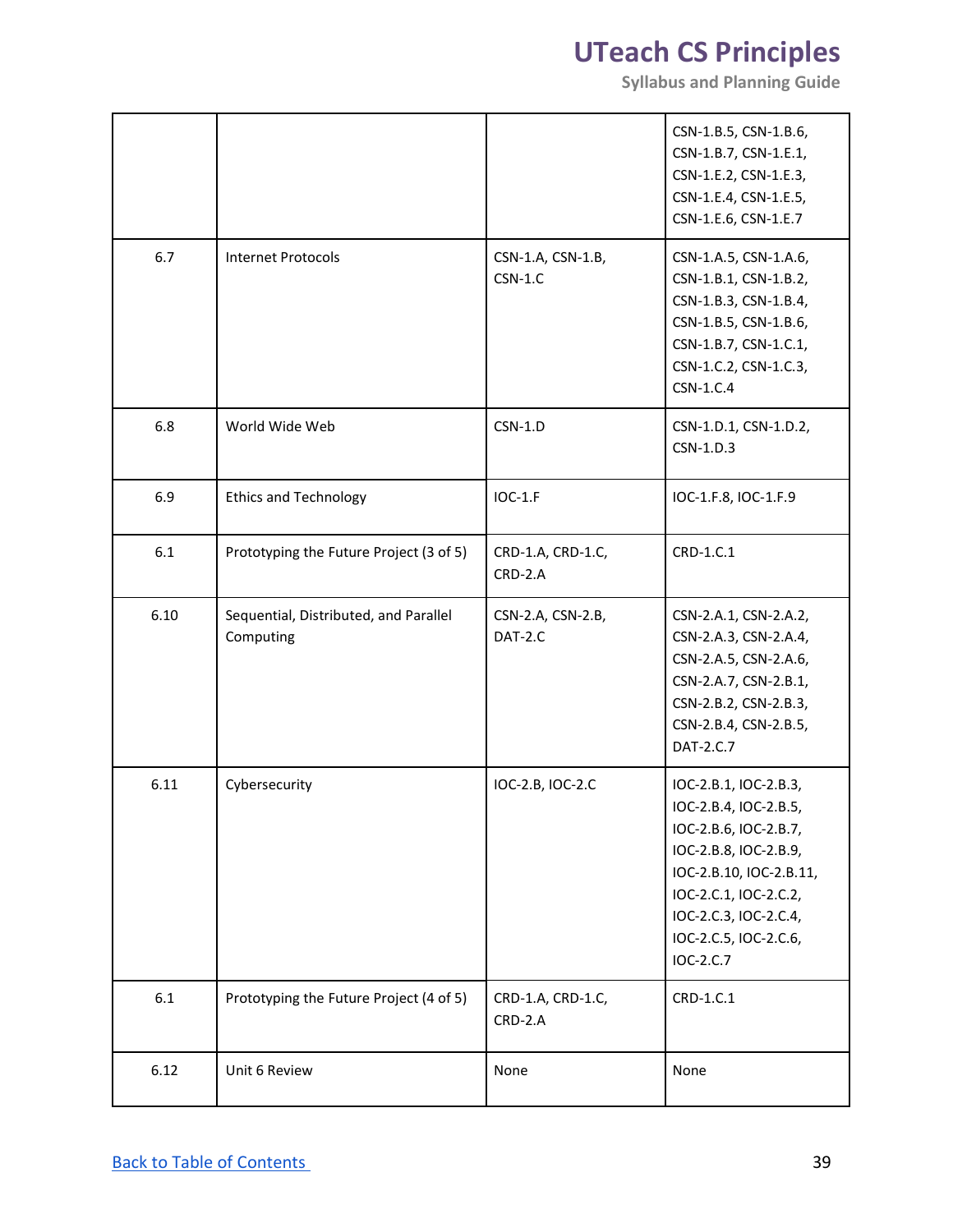| | | | |
|---|---|---|---|
| | | | CSN-1.B.5, CSN-1.B.6, CSN-1.B.7, CSN-1.E.1, CSN-1.E.2, CSN-1.E.3, CSN-1.E.4, CSN-1.E.5, CSN-1.E.6, CSN-1.E.7 |
| 6.7 | Internet Protocols | CSN-1.A, CSN-1.B, CSN-1.C | CSN-1.A.5, CSN-1.A.6, CSN-1.B.1, CSN-1.B.2, CSN-1.B.3, CSN-1.B.4, CSN-1.B.5, CSN-1.B.6, CSN-1.B.7, CSN-1.C.1, CSN-1.C.2, CSN-1.C.3, CSN-1.C.4 |
| 6.8 | World Wide Web | CSN-1.D | CSN-1.D.1, CSN-1.D.2, CSN-1.D.3 |
| 6.9 | Ethics and Technology | IOC-1.F | IOC-1.F.8, IOC-1.F.9 |
| 6.1 | Prototyping the Future Project (3 of 5) | CRD-1.A, CRD-1.C, CRD-2.A | CRD-1.C.1 |
| 6.10 | Sequential, Distributed, and Parallel Computing | CSN-2.A, CSN-2.B, DAT-2.C | CSN-2.A.1, CSN-2.A.2, CSN-2.A.3, CSN-2.A.4, CSN-2.A.5, CSN-2.A.6, CSN-2.A.7, CSN-2.B.1, CSN-2.B.2, CSN-2.B.3, CSN-2.B.4, CSN-2.B.5, DAT-2.C.7 |
| 6.11 | Cybersecurity | IOC-2.B, IOC-2.C | IOC-2.B.1, IOC-2.B.3, IOC-2.B.4, IOC-2.B.5, IOC-2.B.6, IOC-2.B.7, IOC-2.B.8, IOC-2.B.9, IOC-2.B.10, IOC-2.B.11, IOC-2.C.1, IOC-2.C.2, IOC-2.C.3, IOC-2.C.4, IOC-2.C.5, IOC-2.C.6, IOC-2.C.7 |
| 6.1 | Prototyping the Future Project (4 of 5) | CRD-1.A, CRD-1.C, CRD-2.A | CRD-1.C.1 |
| 6.12 | Unit 6 Review | None | None |

Back to Table of Contents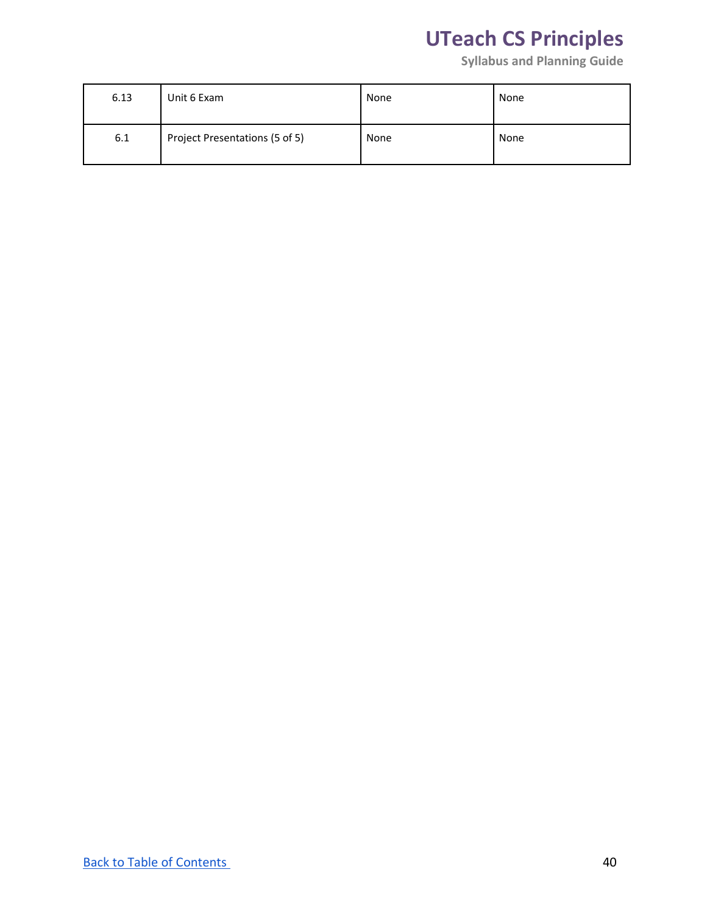| 6.13 | Unit 6 Exam | None | None |
|---|---|---|---|
| 6.1 | Project Presentations (5 of 5) | None | None |

[Back to Table of Contents]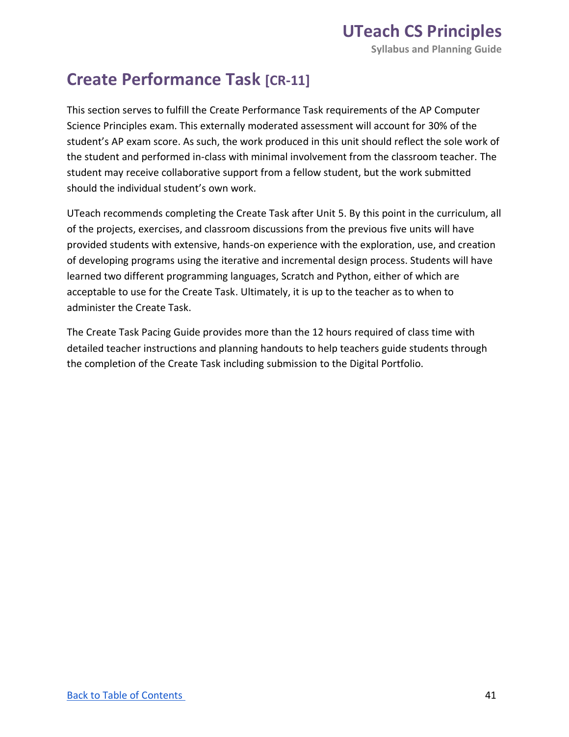# Create Performance Task [CR-11]

This section serves to fulfill the Create Performance Task requirements of the AP Computer Science Principles exam. This externally moderated assessment will account for 30% of the student's AP exam score. As such, the work produced in this unit should reflect the sole work of the student and performed in-class with minimal involvement from the classroom teacher. The student may receive collaborative support from a fellow student, but the work submitted should the individual student's own work.

UTeach recommends completing the Create Task after Unit 5. By this point in the curriculum, all of the projects, exercises, and classroom discussions from the previous five units will have provided students with extensive, hands-on experience with the exploration, use, and creation of developing programs using the iterative and incremental design process. Students will have learned two different programming languages, Scratch and Python, either of which are acceptable to use for the Create Task. Ultimately, it is up to the teacher as to when to administer the Create Task.

The Create Task Pacing Guide provides more than the 12 hours required of class time with detailed teacher instructions and planning handouts to help teachers guide students through the completion of the Create Task including submission to the Digital Portfolio.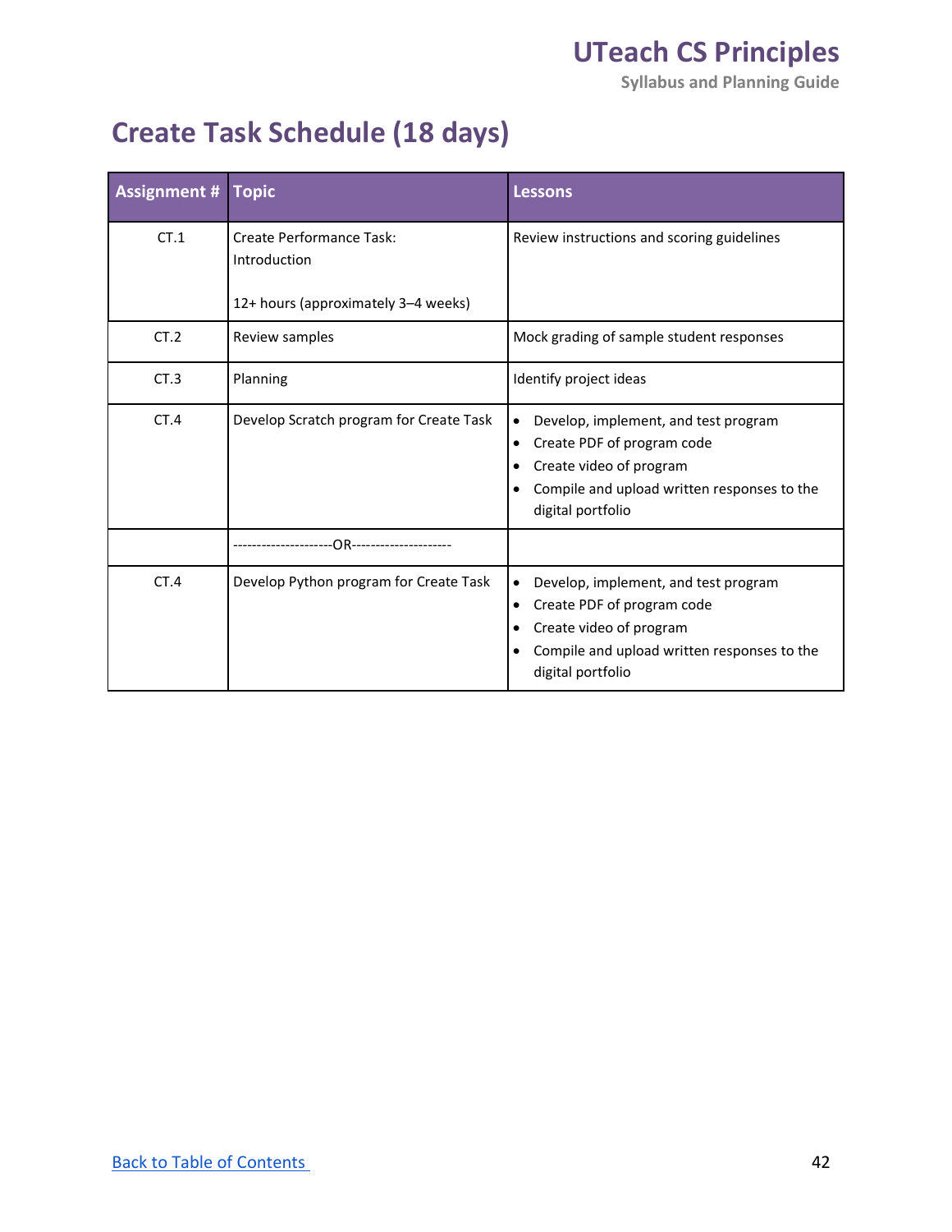# Create Task Schedule (18 days)

| Assignment # | Topic | Lessons |
|---|---|---|
| CT.1 | Create Performance Task: Introduction<br><br>12+ hours (approximately 3–4 weeks) | Review instructions and scoring guidelines |
| CT.2 | Review samples | Mock grading of sample student responses |
| CT.3 | Planning | Identify project ideas |
| CT.4 | Develop Scratch program for Create Task | • Develop, implement, and test program<br>• Create PDF of program code<br>• Create video of program<br>• Compile and upload written responses to the digital portfolio |
| | ---------------------OR--------------------- | |
| CT.4 | Develop Python program for Create Task | • Develop, implement, and test program<br>• Create PDF of program code<br>• Create video of program<br>• Compile and upload written responses to the digital portfolio |

Back to Table of Contents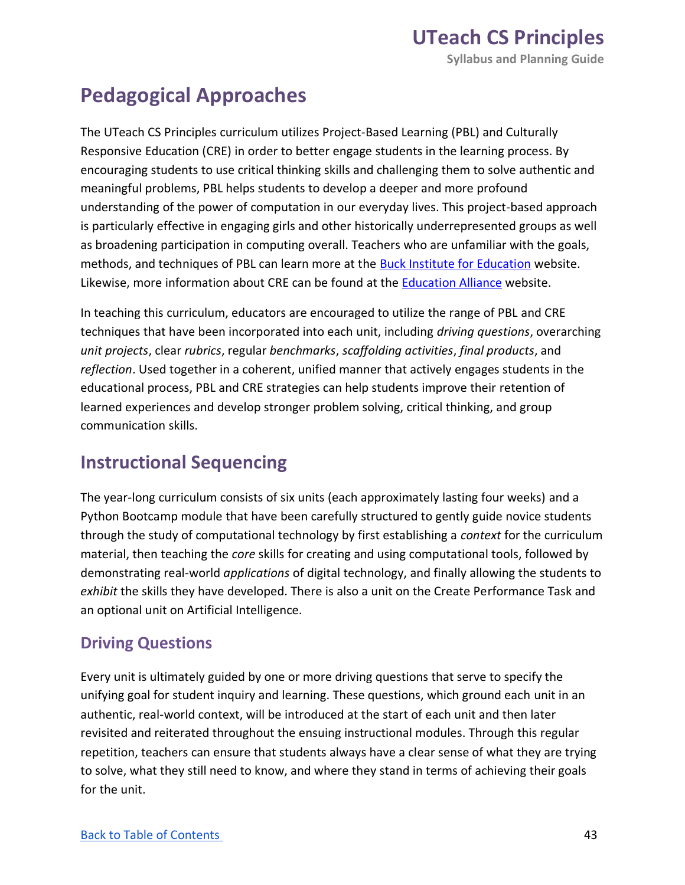# Pedagogical Approaches

The UTeach CS Principles curriculum utilizes Project-Based Learning (PBL) and Culturally Responsive Education (CRE) in order to better engage students in the learning process. By encouraging students to use critical thinking skills and challenging them to solve authentic and meaningful problems, PBL helps students to develop a deeper and more profound understanding of the power of computation in our everyday lives. This project-based approach is particularly effective in engaging girls and other historically underrepresented groups as well as broadening participation in computing overall. Teachers who are unfamiliar with the goals, methods, and techniques of PBL can learn more at the [Buck Institute for Education](#) website. Likewise, more information about CRE can be found at the [Education Alliance](#) website.

In teaching this curriculum, educators are encouraged to utilize the range of PBL and CRE techniques that have been incorporated into each unit, including *driving questions*, overarching *unit projects*, clear *rubrics*, regular *benchmarks*, *scaffolding activities*, *final products*, and *reflection*. Used together in a coherent, unified manner that actively engages students in the educational process, PBL and CRE strategies can help students improve their retention of learned experiences and develop stronger problem solving, critical thinking, and group communication skills.

# Instructional Sequencing

The year-long curriculum consists of six units (each approximately lasting four weeks) and a Python Bootcamp module that have been carefully structured to gently guide novice students through the study of computational technology by first establishing a *context* for the curriculum material, then teaching the *core* skills for creating and using computational tools, followed by demonstrating real-world *applications* of digital technology, and finally allowing the students to *exhibit* the skills they have developed. There is also a unit on the Create Performance Task and an optional unit on Artificial Intelligence.

## Driving Questions

Every unit is ultimately guided by one or more driving questions that serve to specify the unifying goal for student inquiry and learning. These questions, which ground each unit in an authentic, real-world context, will be introduced at the start of each unit and then later revisited and reiterated throughout the ensuing instructional modules. Through this regular repetition, teachers can ensure that students always have a clear sense of what they are trying to solve, what they still need to know, and where they stand in terms of achieving their goals for the unit.

[Back to Table of Contents](#)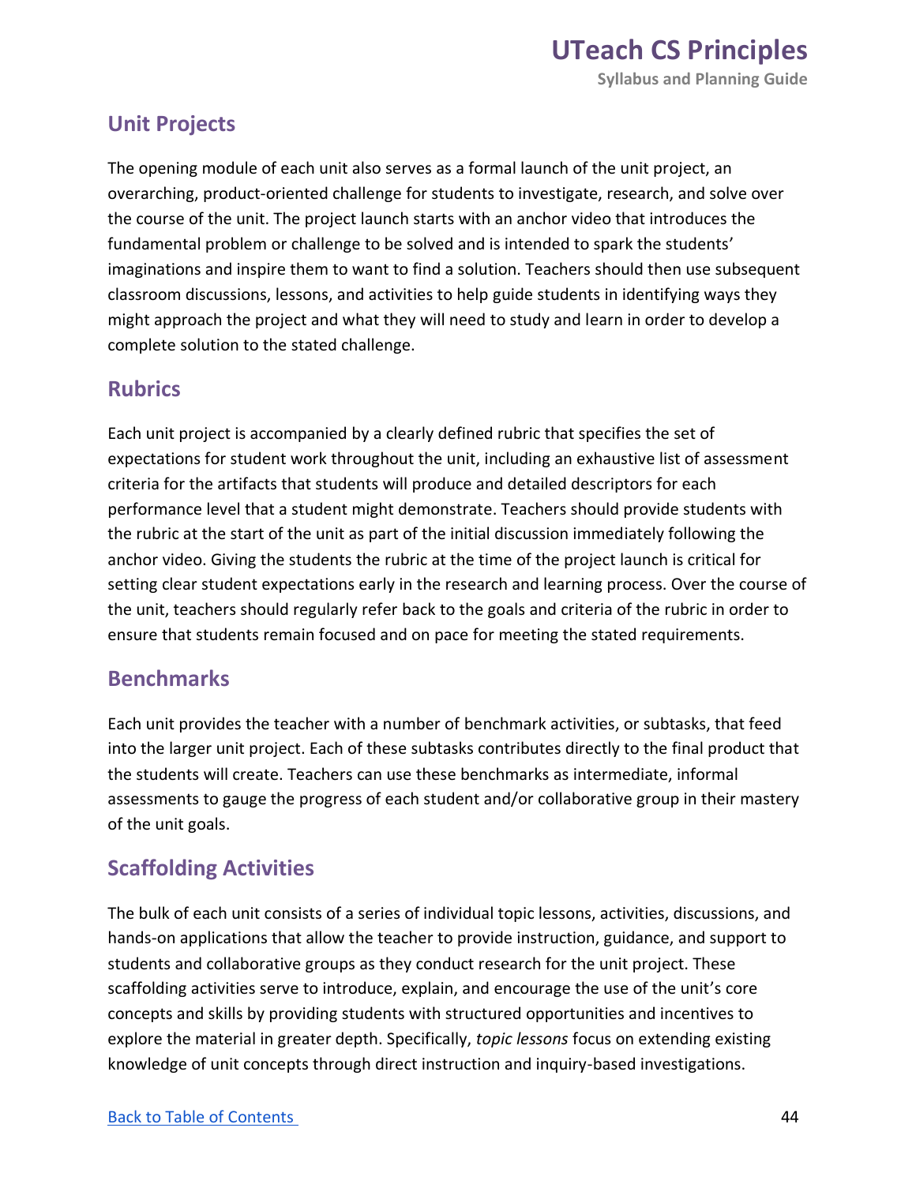## Unit Projects

The opening module of each unit also serves as a formal launch of the unit project, an overarching, product-oriented challenge for students to investigate, research, and solve over the course of the unit. The project launch starts with an anchor video that introduces the fundamental problem or challenge to be solved and is intended to spark the students' imaginations and inspire them to want to find a solution. Teachers should then use subsequent classroom discussions, lessons, and activities to help guide students in identifying ways they might approach the project and what they will need to study and learn in order to develop a complete solution to the stated challenge.

## Rubrics

Each unit project is accompanied by a clearly defined rubric that specifies the set of expectations for student work throughout the unit, including an exhaustive list of assessment criteria for the artifacts that students will produce and detailed descriptors for each performance level that a student might demonstrate. Teachers should provide students with the rubric at the start of the unit as part of the initial discussion immediately following the anchor video. Giving the students the rubric at the time of the project launch is critical for setting clear student expectations early in the research and learning process. Over the course of the unit, teachers should regularly refer back to the goals and criteria of the rubric in order to ensure that students remain focused and on pace for meeting the stated requirements.

## Benchmarks

Each unit provides the teacher with a number of benchmark activities, or subtasks, that feed into the larger unit project. Each of these subtasks contributes directly to the final product that the students will create. Teachers can use these benchmarks as intermediate, informal assessments to gauge the progress of each student and/or collaborative group in their mastery of the unit goals.

## Scaffolding Activities

The bulk of each unit consists of a series of individual topic lessons, activities, discussions, and hands-on applications that allow the teacher to provide instruction, guidance, and support to students and collaborative groups as they conduct research for the unit project. These scaffolding activities serve to introduce, explain, and encourage the use of the unit's core concepts and skills by providing students with structured opportunities and incentives to explore the material in greater depth. Specifically, *topic lessons* focus on extending existing knowledge of unit concepts through direct instruction and inquiry-based investigations.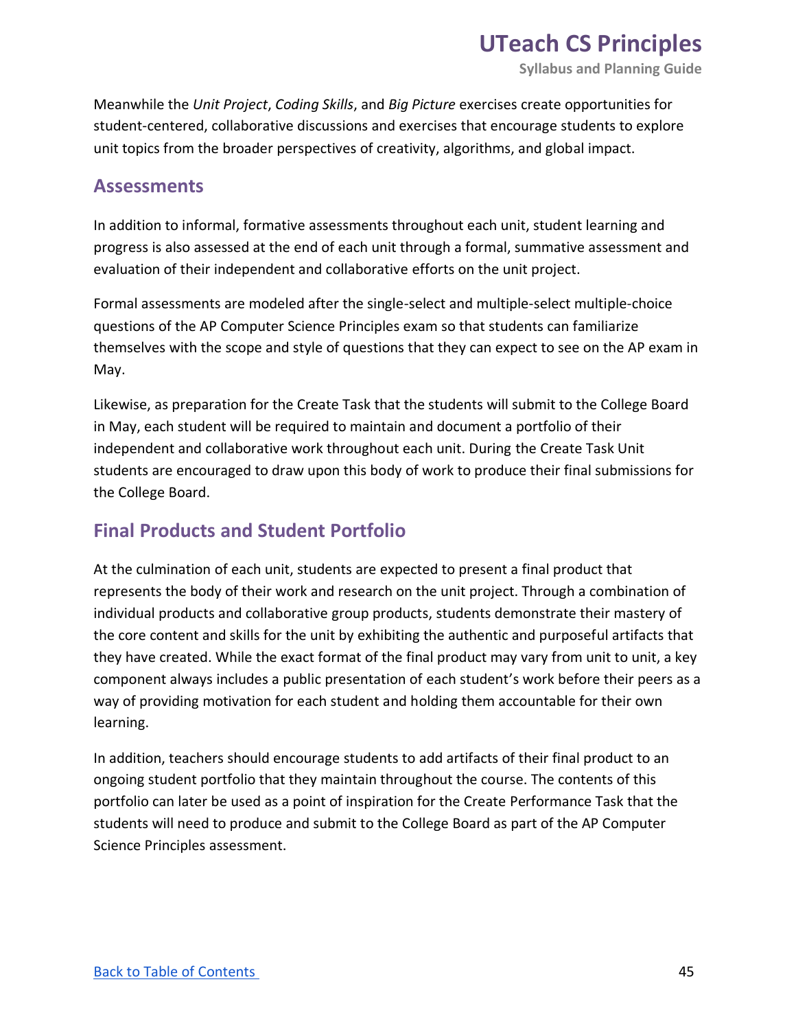Meanwhile the *Unit Project*, *Coding Skills*, and *Big Picture* exercises create opportunities for student-centered, collaborative discussions and exercises that encourage students to explore unit topics from the broader perspectives of creativity, algorithms, and global impact.

## Assessments

In addition to informal, formative assessments throughout each unit, student learning and progress is also assessed at the end of each unit through a formal, summative assessment and evaluation of their independent and collaborative efforts on the unit project.

Formal assessments are modeled after the single-select and multiple-select multiple-choice questions of the AP Computer Science Principles exam so that students can familiarize themselves with the scope and style of questions that they can expect to see on the AP exam in May.

Likewise, as preparation for the Create Task that the students will submit to the College Board in May, each student will be required to maintain and document a portfolio of their independent and collaborative work throughout each unit. During the Create Task Unit students are encouraged to draw upon this body of work to produce their final submissions for the College Board.

## Final Products and Student Portfolio

At the culmination of each unit, students are expected to present a final product that represents the body of their work and research on the unit project. Through a combination of individual products and collaborative group products, students demonstrate their mastery of the core content and skills for the unit by exhibiting the authentic and purposeful artifacts that they have created. While the exact format of the final product may vary from unit to unit, a key component always includes a public presentation of each student's work before their peers as a way of providing motivation for each student and holding them accountable for their own learning.

In addition, teachers should encourage students to add artifacts of their final product to an ongoing student portfolio that they maintain throughout the course. The contents of this portfolio can later be used as a point of inspiration for the Create Performance Task that the students will need to produce and submit to the College Board as part of the AP Computer Science Principles assessment.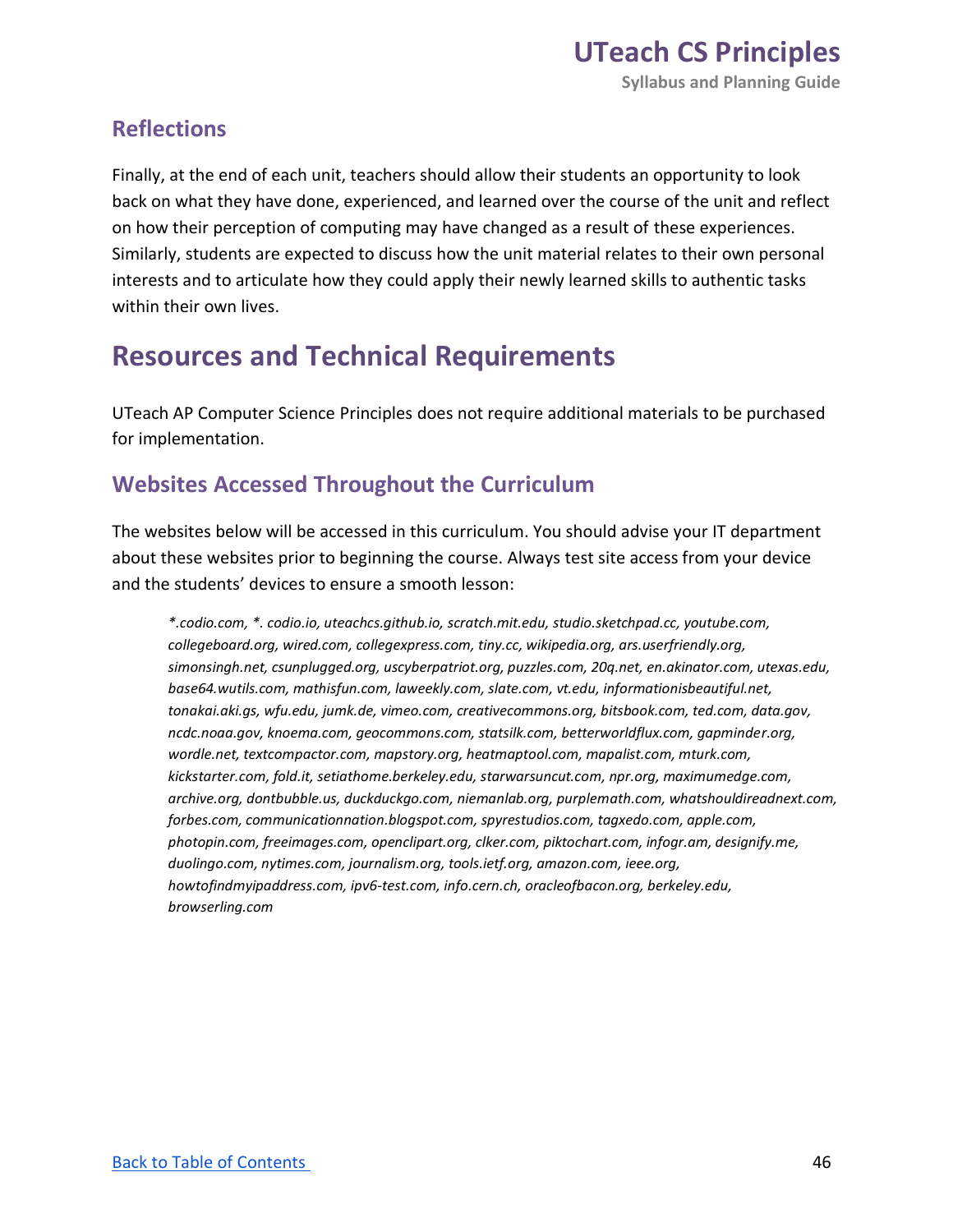## Reflections

Finally, at the end of each unit, teachers should allow their students an opportunity to look back on what they have done, experienced, and learned over the course of the unit and reflect on how their perception of computing may have changed as a result of these experiences. Similarly, students are expected to discuss how the unit material relates to their own personal interests and to articulate how they could apply their newly learned skills to authentic tasks within their own lives.

# Resources and Technical Requirements

UTeach AP Computer Science Principles does not require additional materials to be purchased for implementation.

## Websites Accessed Throughout the Curriculum

The websites below will be accessed in this curriculum. You should advise your IT department about these websites prior to beginning the course. Always test site access from your device and the students' devices to ensure a smooth lesson:

> *\*.codio.com, \*. codio.io, uteachcs.github.io, scratch.mit.edu, studio.sketchpad.cc, youtube.com, collegeboard.org, wired.com, collegexpress.com, tiny.cc, wikipedia.org, ars.userfriendly.org, simonsingh.net, csunplugged.org, uscyberpatriot.org, puzzles.com, 20q.net, en.akinator.com, utexas.edu, base64.wutils.com, mathisfun.com, laweekly.com, slate.com, vt.edu, informationisbeautiful.net, tonakai.aki.gs, wfu.edu, jumk.de, vimeo.com, creativecommons.org, bitsbook.com, ted.com, data.gov, ncdc.noaa.gov, knoema.com, geocommons.com, statsilk.com, betterworldflux.com, gapminder.org, wordle.net, textcompactor.com, mapstory.org, heatmaptool.com, mapalist.com, mturk.com, kickstarter.com, fold.it, setiathome.berkeley.edu, starwarsuncut.com, npr.org, maximumedge.com, archive.org, dontbubble.us, duckduckgo.com, niemanlab.org, purplemath.com, whatshouldireadnext.com, forbes.com, communicationnation.blogspot.com, spyrestudios.com, tagxedo.com, apple.com, photopin.com, freeimages.com, openclipart.org, clker.com, piktochart.com, infogr.am, designify.me, duolingo.com, nytimes.com, journalism.org, tools.ietf.org, amazon.com, ieee.org, howtofindmyipaddress.com, ipv6-test.com, info.cern.ch, oracleofbacon.org, berkeley.edu, browserling.com*

[Back to Table of Contents](#)